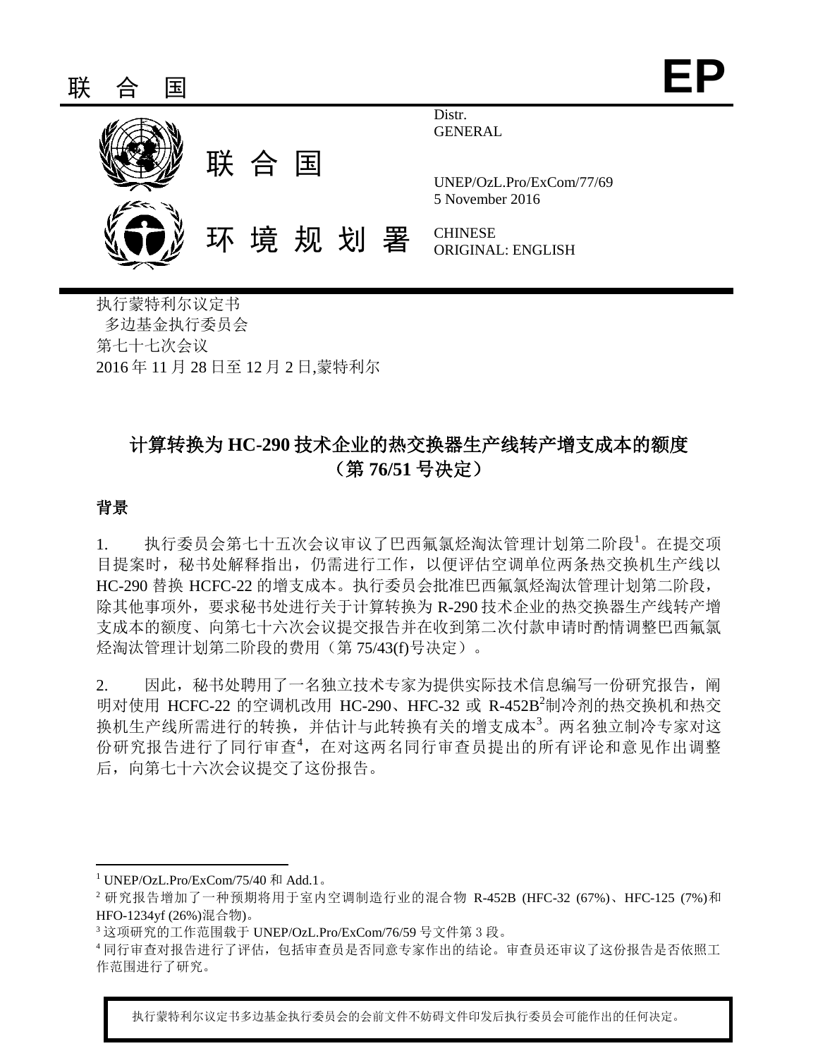联 合 国 **EP**

联 合 国
环 境 规 划 署

Distr.
GENERAL

UNEP/OzL.Pro/ExCom/77/69
5 November 2016

CHINESE
ORIGINAL: ENGLISH

执行蒙特利尔议定书
多边基金执行委员会
第七十七次会议
2016 年 11 月 28 日至 12 月 2 日,蒙特利尔

# 计算转换为 HC-290 技术企业的热交换器生产线转产增支成本的额度（第 76/51 号决定）

## 背景

1. 执行委员会第七十五次会议审议了巴西氟氯烃淘汰管理计划第二阶段[1]。在提交项目提案时，秘书处解释指出，仍需进行工作，以便评估空调单位两条热交换机生产线以 HC-290 替换 HCFC-22 的增支成本。执行委员会批准巴西氟氯烃淘汰管理计划第二阶段，除其他事项外，要求秘书处进行关于计算转换为 R-290 技术企业的热交换器生产线转产增支成本的额度、向第七十六次会议提交报告并在收到第二次付款申请时酌情调整巴西氟氯烃淘汰管理计划第二阶段的费用（第 75/43(f)号决定）。

2. 因此，秘书处聘用了一名独立技术专家为提供实际技术信息编写一份研究报告，阐明对使用 HCFC-22 的空调机改用 HC-290、HFC-32 或 R-452B[2]制冷剂的热交换机和热交换机生产线所需进行的转换，并估计与此转换有关的增支成本[3]。两名独立制冷专家对这份研究报告进行了同行审查[4]，在对这两名同行审查员提出的所有评论和意见作出调整后，向第七十六次会议提交了这份报告。

---

[1] UNEP/OzL.Pro/ExCom/75/40 和 Add.1。

[2] 研究报告增加了一种预期将用于室内空调制造行业的混合物 R-452B (HFC-32 (67%)、HFC-125 (7%)和 HFO-1234yf (26%)混合物)。

[3] 这项研究的工作范围载于 UNEP/OzL.Pro/ExCom/76/59 号文件第 3 段。

[4] 同行审查对报告进行了评估，包括审查员是否同意专家作出的结论。审查员还审议了这份报告是否依照工作范围进行了研究。

执行蒙特利尔议定书多边基金执行委员会的会前文件不妨碍文件印发后执行委员会可能作出的任何决定。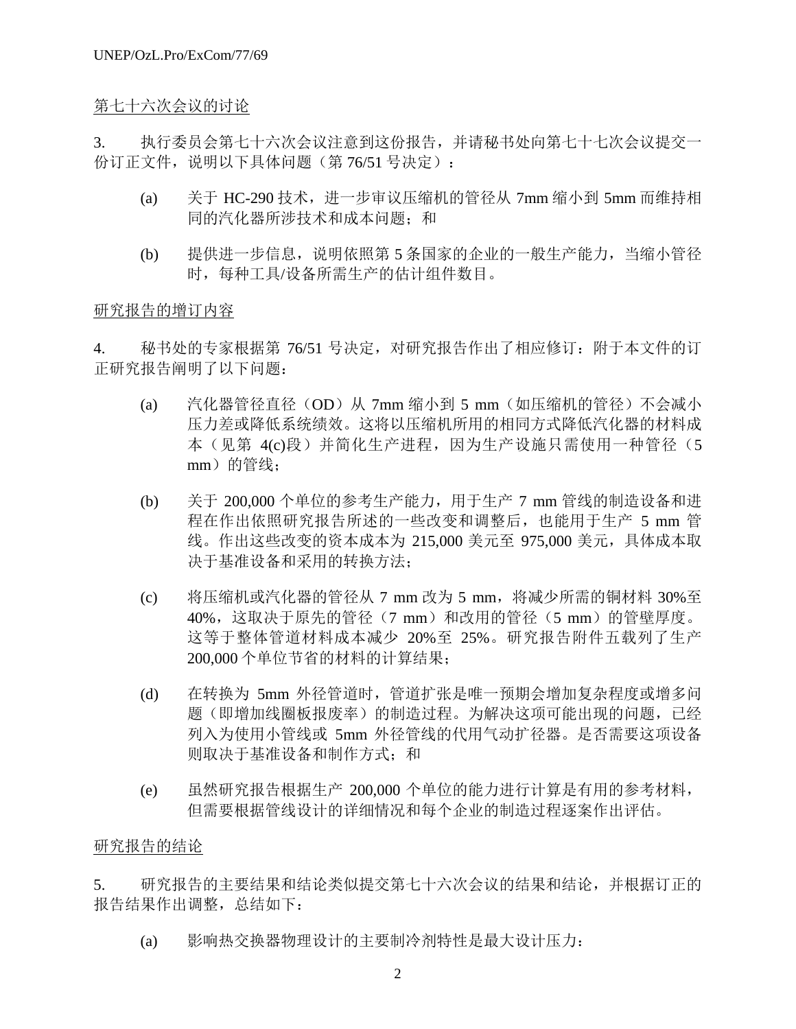第七十六次会议的讨论

3. 执行委员会第七十六次会议注意到这份报告，并请秘书处向第七十七次会议提交一份订正文件，说明以下具体问题（第 76/51 号决定）：

(a) 关于 HC-290 技术，进一步审议压缩机的管径从 7mm 缩小到 5mm 而维持相同的汽化器所涉技术和成本问题；和

(b) 提供进一步信息，说明依照第 5 条国家的企业的一般生产能力，当缩小管径时，每种工具/设备所需生产的估计组件数目。

研究报告的增订内容

4. 秘书处的专家根据第 76/51 号决定，对研究报告作出了相应修订：附于本文件的订正研究报告阐明了以下问题：

(a) 汽化器管径直径（OD）从 7mm 缩小到 5 mm（如压缩机的管径）不会减小压力差或降低系统绩效。这将以压缩机所用的相同方式降低汽化器的材料成本（见第 4(c)段）并简化生产进程，因为生产设施只需使用一种管径（5 mm）的管线；

(b) 关于 200,000 个单位的参考生产能力，用于生产 7 mm 管线的制造设备和进程在作出依照研究报告所述的一些改变和调整后，也能用于生产 5 mm 管线。作出这些改变的资本成本为 215,000 美元至 975,000 美元，具体成本取决于基准设备和采用的转换方法；

(c) 将压缩机或汽化器的管径从 7 mm 改为 5 mm，将减少所需的铜材料 30%至 40%，这取决于原先的管径（7 mm）和改用的管径（5 mm）的管壁厚度。这等于整体管道材料成本减少 20%至 25%。研究报告附件五载列了生产 200,000 个单位节省的材料的计算结果；

(d) 在转换为 5mm 外径管道时，管道扩张是唯一预期会增加复杂程度或增多问题（即增加线圈板报废率）的制造过程。为解决这项可能出现的问题，已经列入为使用小管线或 5mm 外径管线的代用气动扩径器。是否需要这项设备则取决于基准设备和制作方式；和

(e) 虽然研究报告根据生产 200,000 个单位的能力进行计算是有用的参考材料，但需要根据管线设计的详细情况和每个企业的制造过程逐案作出评估。

研究报告的结论

5. 研究报告的主要结果和结论类似提交第七十六次会议的结果和结论，并根据订正的报告结果作出调整，总结如下：

(a) 影响热交换器物理设计的主要制冷剂特性是最大设计压力：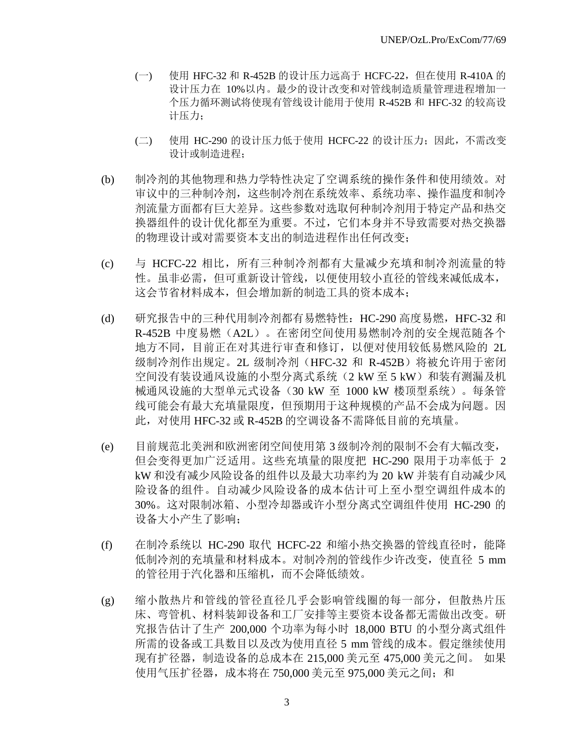(一) 使用 HFC-32 和 R-452B 的设计压力远高于 HCFC-22，但在使用 R-410A 的设计压力在 10%以内。最少的设计改变和对管线制造质量管理进程增加一个压力循环测试将使现有管线设计能用于使用 R-452B 和 HFC-32 的较高设计压力；

(二) 使用 HC-290 的设计压力低于使用 HCFC-22 的设计压力；因此，不需改变设计或制造进程；

(b) 制冷剂的其他物理和热力学特性决定了空调系统的操作条件和使用绩效。对审议中的三种制冷剂，这些制冷剂在系统效率、系统功率、操作温度和制冷剂流量方面都有巨大差异。这些参数对选取何种制冷剂用于特定产品和热交换器组件的设计优化都至为重要。不过，它们本身并不导致需要对热交换器的物理设计或对需要资本支出的制造进程作出任何改变；

(c) 与 HCFC-22 相比，所有三种制冷剂都有大量减少充填和制冷剂流量的特性。虽非必需，但可重新设计管线，以便使用较小直径的管线来减低成本，这会节省材料成本，但会增加新的制造工具的资本成本；

(d) 研究报告中的三种代用制冷剂都有易燃特性：HC-290 高度易燃，HFC-32 和 R-452B 中度易燃（A2L）。在密闭空间使用易燃制冷剂的安全规范随各个地方不同，目前正在对其进行审查和修订，以便对使用较低易燃风险的 2L 级制冷剂作出规定。2L 级制冷剂（HFC-32 和 R-452B）将被允许用于密闭空间没有装设通风设施的小型分离式系统（2 kW 至 5 kW）和装有测漏及机械通风设施的大型单元式设备（30 kW 至 1000 kW 楼顶型系统）。每条管线可能会有最大充填量限度，但预期用于这种规模的产品不会成为问题。因此，对使用 HFC-32 或 R-452B 的空调设备不需降低目前的充填量。

(e) 目前规范北美洲和欧洲密闭空间使用第 3 级制冷剂的限制不会有大幅改变，但会变得更加广泛适用。这些充填量的限度把 HC-290 限用于功率低于 2 kW 和没有减少风险设备的组件以及最大功率约为 20 kW 并装有自动减少风险设备的组件。自动减少风险设备的成本估计可上至小型空调组件成本的 30%。这对限制冰箱、小型冷却器或许小型分离式空调组件使用 HC-290 的设备大小产生了影响；

(f) 在制冷系统以 HC-290 取代 HCFC-22 和缩小热交换器的管线直径时，能降低制冷剂的充填量和材料成本。对制冷剂的管线作少许改变，使直径 5 mm 的管径用于汽化器和压缩机，而不会降低绩效。

(g) 缩小散热片和管线的管径直径几乎会影响管线圈的每一部分，但散热片压床、弯管机、材料装卸设备和工厂安排等主要资本设备都无需做出改变。研究报告估计了生产 200,000 个功率为每小时 18,000 BTU 的小型分离式组件所需的设备或工具数目以及改为使用直径 5 mm 管线的成本。假定继续使用现有扩径器，制造设备的总成本在 215,000 美元至 475,000 美元之间。 如果使用气压扩径器，成本将在 750,000 美元至 975,000 美元之间；和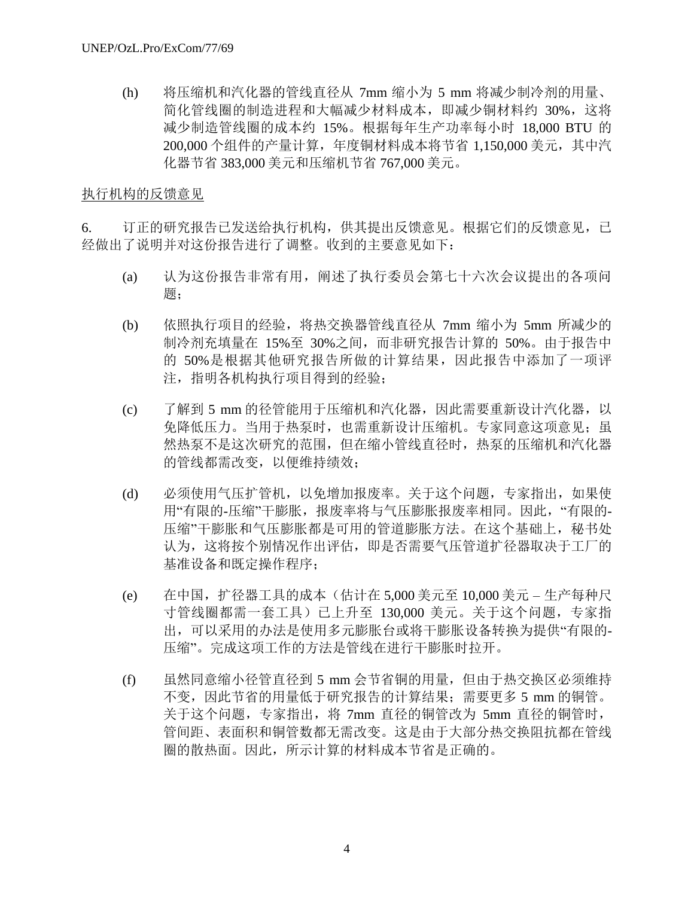(h) 将压缩机和汽化器的管线直径从 7mm 缩小为 5 mm 将减少制冷剂的用量、简化管线圈的制造进程和大幅减少材料成本，即减少铜材料约 30%，这将减少制造管线圈的成本约 15%。根据每年生产功率每小时 18,000 BTU 的 200,000 个组件的产量计算，年度铜材料成本将节省 1,150,000 美元，其中汽化器节省 383,000 美元和压缩机节省 767,000 美元。

<u>执行机构的反馈意见</u>

6. 订正的研究报告已发送给执行机构，供其提出反馈意见。根据它们的反馈意见，已经做出了说明并对这份报告进行了调整。收到的主要意见如下：

(a) 认为这份报告非常有用，阐述了执行委员会第七十六次会议提出的各项问题；

(b) 依照执行项目的经验，将热交换器管线直径从 7mm 缩小为 5mm 所减少的制冷剂充填量在 15%至 30%之间，而非研究报告计算的 50%。由于报告中的 50%是根据其他研究报告所做的计算结果，因此报告中添加了一项评注，指明各机构执行项目得到的经验；

(c) 了解到 5 mm 的径管能用于压缩机和汽化器，因此需要重新设计汽化器，以免降低压力。当用于热泵时，也需重新设计压缩机。专家同意这项意见；虽然热泵不是这次研究的范围，但在缩小管线直径时，热泵的压缩机和汽化器的管线都需改变，以便维持绩效；

(d) 必须使用气压扩管机，以免增加报废率。关于这个问题，专家指出，如果使用“有限的-压缩”干膨胀，报废率将与气压膨胀报废率相同。因此，“有限的-压缩”干膨胀和气压膨胀都是可用的管道膨胀方法。在这个基础上，秘书处认为，这将按个别情况作出评估，即是否需要气压管道扩径器取决于工厂的基准设备和既定操作程序；

(e) 在中国，扩径器工具的成本（估计在 5,000 美元至 10,000 美元 – 生产每种尺寸管线圈都需一套工具）已上升至 130,000 美元。关于这个问题，专家指出，可以采用的办法是使用多元膨胀台或将干膨胀设备转换为提供“有限的-压缩”。完成这项工作的方法是管线在进行干膨胀时拉开。

(f) 虽然同意缩小径管直径到 5 mm 会节省铜的用量，但由于热交换区必须维持不变，因此节省的用量低于研究报告的计算结果；需要更多 5 mm 的铜管。关于这个问题，专家指出，将 7mm 直径的铜管改为 5mm 直径的铜管时，管间距、表面积和铜管数都无需改变。这是由于大部分热交换阻抗都在管线圈的散热面。因此，所示计算的材料成本节省是正确的。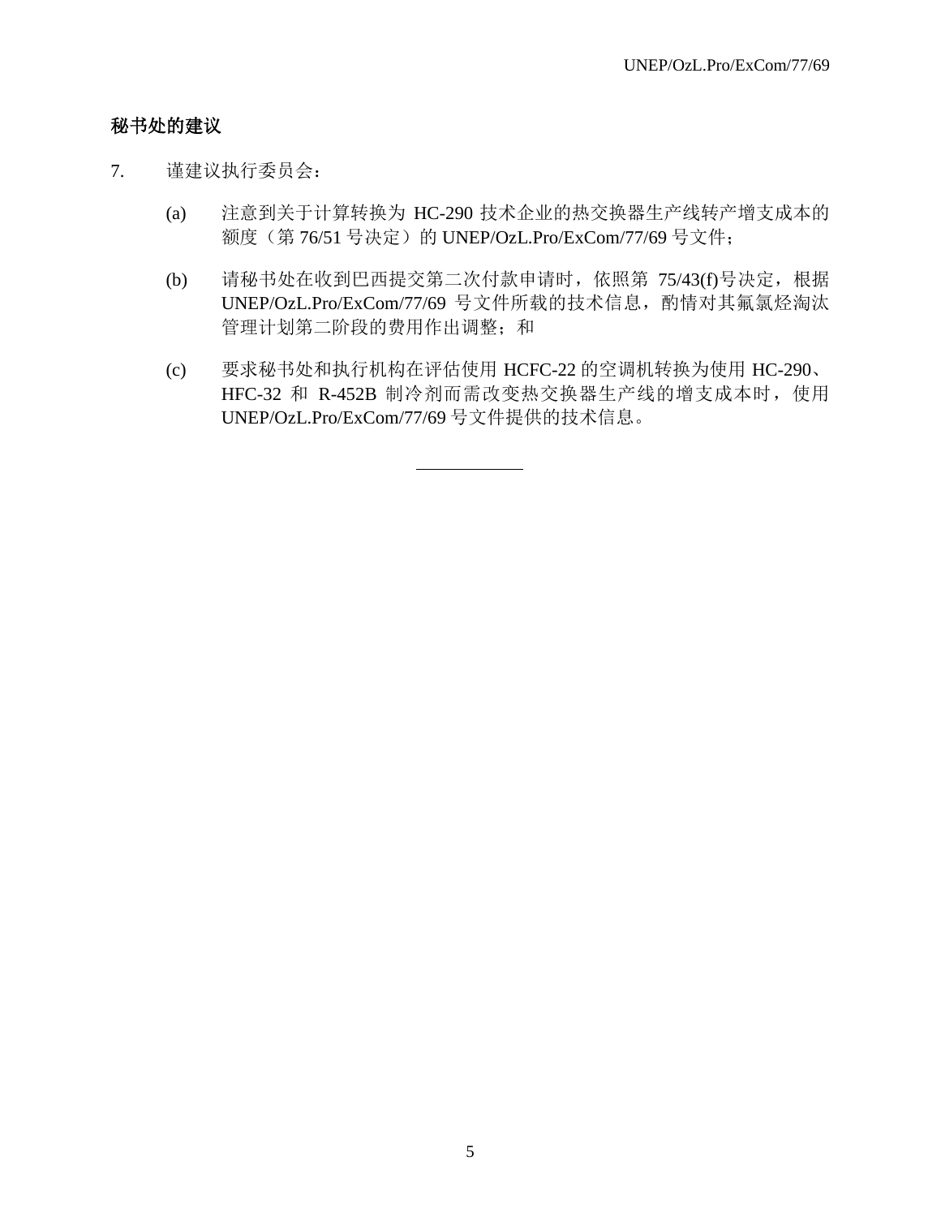**秘书处的建议**

7. 谨建议执行委员会：

(a) 注意到关于计算转换为 HC-290 技术企业的热交换器生产线转产增支成本的额度（第 76/51 号决定）的 UNEP/OzL.Pro/ExCom/77/69 号文件；

(b) 请秘书处在收到巴西提交第二次付款申请时，依照第 75/43(f)号决定，根据 UNEP/OzL.Pro/ExCom/77/69 号文件所载的技术信息，酌情对其氟氯烃淘汰管理计划第二阶段的费用作出调整；和

(c) 要求秘书处和执行机构在评估使用 HCFC-22 的空调机转换为使用 HC-290、HFC-32 和 R-452B 制冷剂而需改变热交换器生产线的增支成本时，使用 UNEP/OzL.Pro/ExCom/77/69 号文件提供的技术信息。

---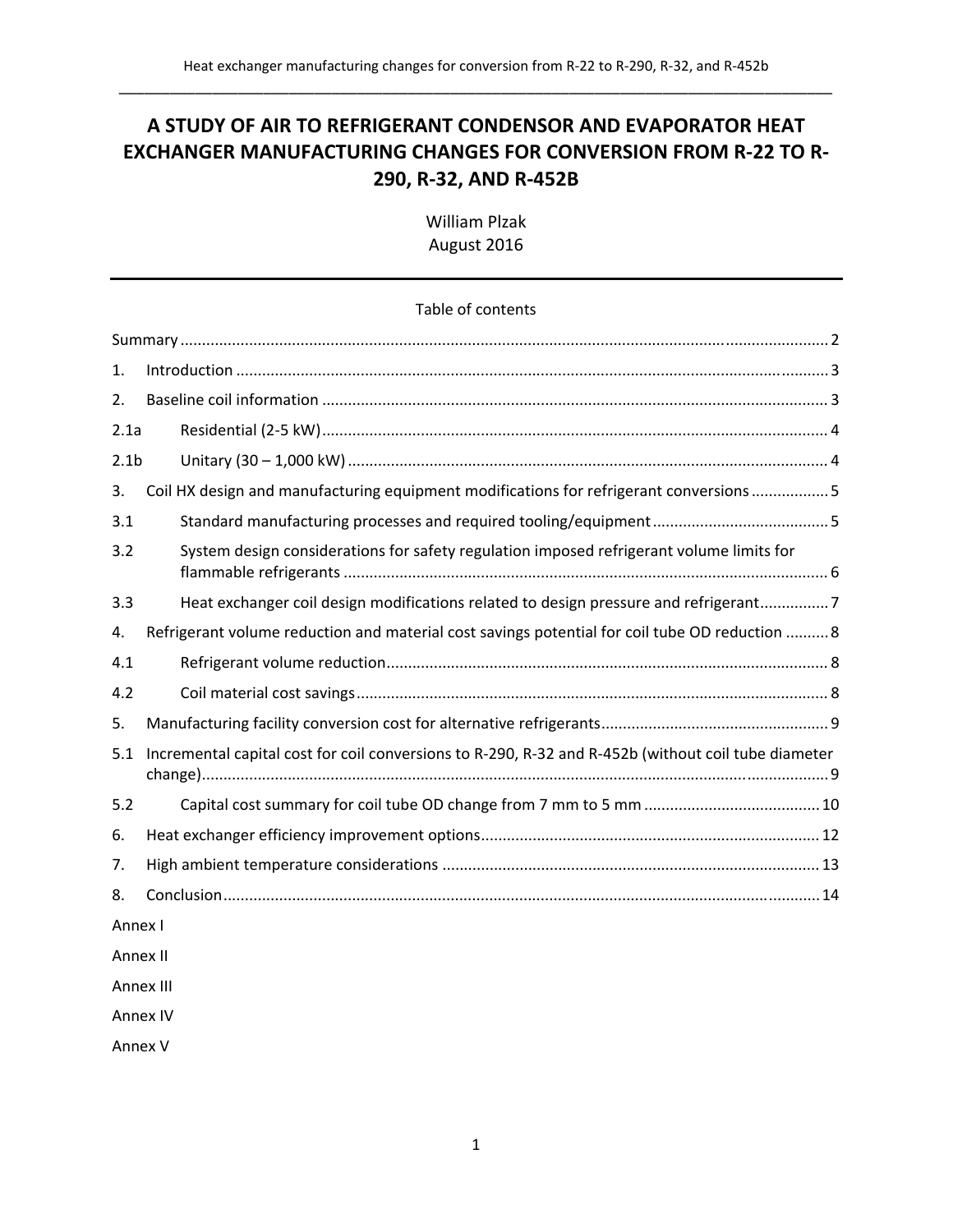# A STUDY OF AIR TO REFRIGERANT CONDENSOR AND EVAPORATOR HEAT EXCHANGER MANUFACTURING CHANGES FOR CONVERSION FROM R-22 TO R-290, R-32, AND R-452B

William Plzak
August 2016

---

Table of contents

| | | |
|---|---|---|
| Summary | | 2 |
| 1. | Introduction | 3 |
| 2. | Baseline coil information | 3 |
| 2.1a | Residential (2-5 kW) | 4 |
| 2.1b | Unitary (30 – 1,000 kW) | 4 |
| 3. | Coil HX design and manufacturing equipment modifications for refrigerant conversions | 5 |
| 3.1 | Standard manufacturing processes and required tooling/equipment | 5 |
| 3.2 | System design considerations for safety regulation imposed refrigerant volume limits for flammable refrigerants | 6 |
| 3.3 | Heat exchanger coil design modifications related to design pressure and refrigerant | 7 |
| 4. | Refrigerant volume reduction and material cost savings potential for coil tube OD reduction | 8 |
| 4.1 | Refrigerant volume reduction | 8 |
| 4.2 | Coil material cost savings | 8 |
| 5. | Manufacturing facility conversion cost for alternative refrigerants | 9 |
| 5.1 | Incremental capital cost for coil conversions to R-290, R-32 and R-452b (without coil tube diameter change) | 9 |
| 5.2 | Capital cost summary for coil tube OD change from 7 mm to 5 mm | 10 |
| 6. | Heat exchanger efficiency improvement options | 12 |
| 7. | High ambient temperature considerations | 13 |
| 8. | Conclusion | 14 |
| Annex I | | |
| Annex II | | |
| Annex III | | |
| Annex IV | | |
| Annex V | | |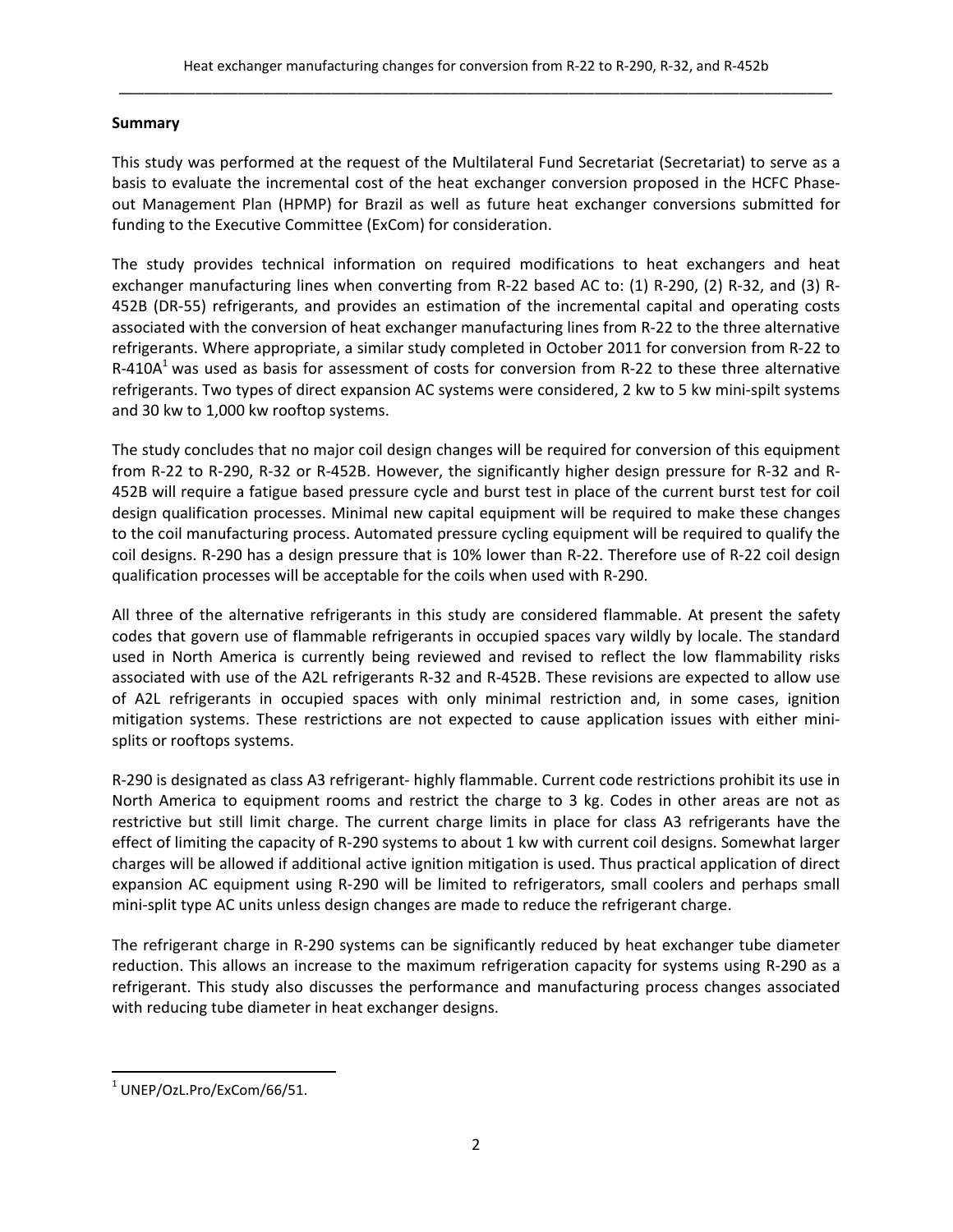**Summary**

This study was performed at the request of the Multilateral Fund Secretariat (Secretariat) to serve as a basis to evaluate the incremental cost of the heat exchanger conversion proposed in the HCFC Phase-out Management Plan (HPMP) for Brazil as well as future heat exchanger conversions submitted for funding to the Executive Committee (ExCom) for consideration.

The study provides technical information on required modifications to heat exchangers and heat exchanger manufacturing lines when converting from R-22 based AC to: (1) R-290, (2) R-32, and (3) R-452B (DR-55) refrigerants, and provides an estimation of the incremental capital and operating costs associated with the conversion of heat exchanger manufacturing lines from R-22 to the three alternative refrigerants. Where appropriate, a similar study completed in October 2011 for conversion from R-22 to R-410A[1] was used as basis for assessment of costs for conversion from R-22 to these three alternative refrigerants. Two types of direct expansion AC systems were considered, 2 kw to 5 kw mini-spilt systems and 30 kw to 1,000 kw rooftop systems.

The study concludes that no major coil design changes will be required for conversion of this equipment from R-22 to R-290, R-32 or R-452B. However, the significantly higher design pressure for R-32 and R-452B will require a fatigue based pressure cycle and burst test in place of the current burst test for coil design qualification processes. Minimal new capital equipment will be required to make these changes to the coil manufacturing process. Automated pressure cycling equipment will be required to qualify the coil designs. R-290 has a design pressure that is 10% lower than R-22. Therefore use of R-22 coil design qualification processes will be acceptable for the coils when used with R-290.

All three of the alternative refrigerants in this study are considered flammable. At present the safety codes that govern use of flammable refrigerants in occupied spaces vary wildly by locale. The standard used in North America is currently being reviewed and revised to reflect the low flammability risks associated with use of the A2L refrigerants R-32 and R-452B. These revisions are expected to allow use of A2L refrigerants in occupied spaces with only minimal restriction and, in some cases, ignition mitigation systems. These restrictions are not expected to cause application issues with either mini-splits or rooftops systems.

R-290 is designated as class A3 refrigerant- highly flammable. Current code restrictions prohibit its use in North America to equipment rooms and restrict the charge to 3 kg. Codes in other areas are not as restrictive but still limit charge. The current charge limits in place for class A3 refrigerants have the effect of limiting the capacity of R-290 systems to about 1 kw with current coil designs. Somewhat larger charges will be allowed if additional active ignition mitigation is used. Thus practical application of direct expansion AC equipment using R-290 will be limited to refrigerators, small coolers and perhaps small mini-split type AC units unless design changes are made to reduce the refrigerant charge.

The refrigerant charge in R-290 systems can be significantly reduced by heat exchanger tube diameter reduction. This allows an increase to the maximum refrigeration capacity for systems using R-290 as a refrigerant. This study also discusses the performance and manufacturing process changes associated with reducing tube diameter in heat exchanger designs.

[1] UNEP/OzL.Pro/ExCom/66/51.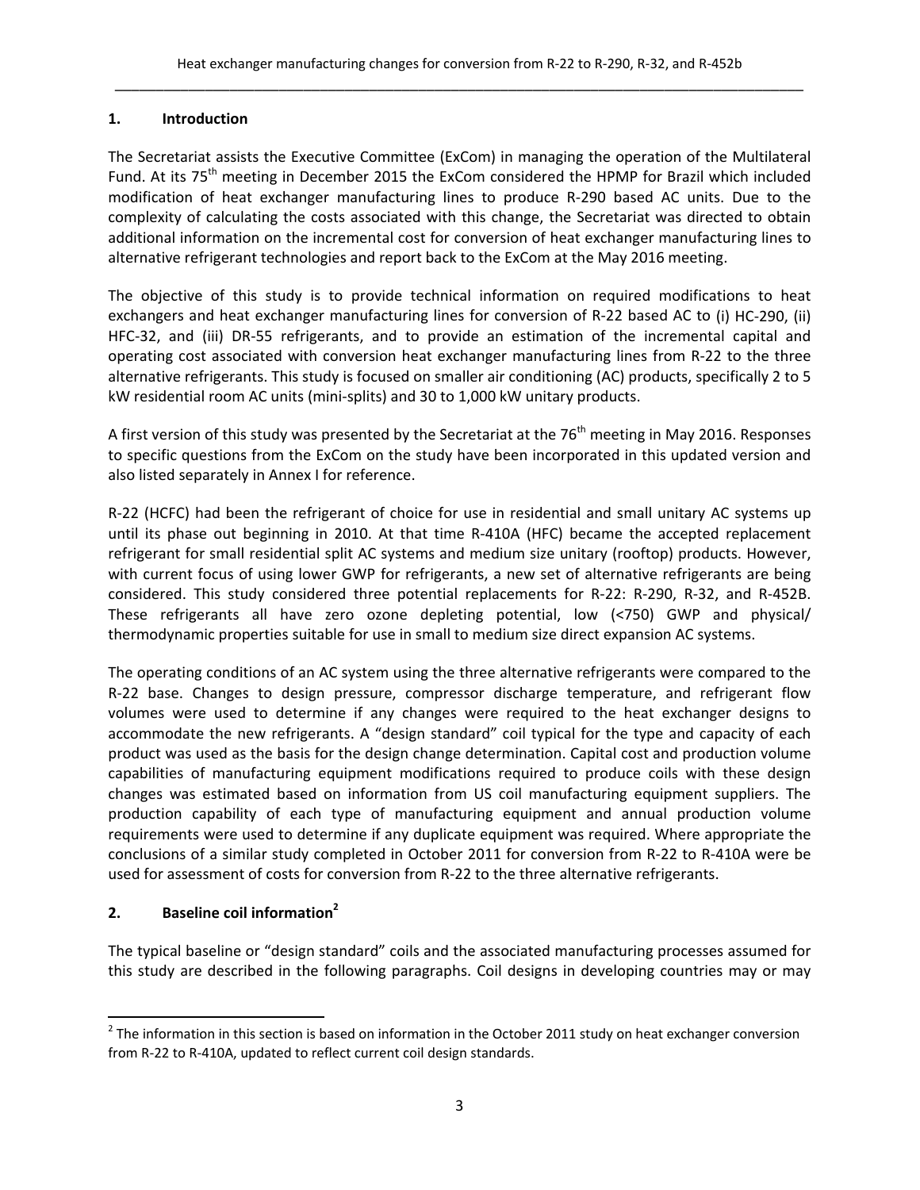## 1. Introduction

The Secretariat assists the Executive Committee (ExCom) in managing the operation of the Multilateral Fund. At its 75th meeting in December 2015 the ExCom considered the HPMP for Brazil which included modification of heat exchanger manufacturing lines to produce R-290 based AC units. Due to the complexity of calculating the costs associated with this change, the Secretariat was directed to obtain additional information on the incremental cost for conversion of heat exchanger manufacturing lines to alternative refrigerant technologies and report back to the ExCom at the May 2016 meeting.

The objective of this study is to provide technical information on required modifications to heat exchangers and heat exchanger manufacturing lines for conversion of R-22 based AC to (i) HC-290, (ii) HFC-32, and (iii) DR-55 refrigerants, and to provide an estimation of the incremental capital and operating cost associated with conversion heat exchanger manufacturing lines from R-22 to the three alternative refrigerants. This study is focused on smaller air conditioning (AC) products, specifically 2 to 5 kW residential room AC units (mini-splits) and 30 to 1,000 kW unitary products.

A first version of this study was presented by the Secretariat at the 76th meeting in May 2016. Responses to specific questions from the ExCom on the study have been incorporated in this updated version and also listed separately in Annex I for reference.

R-22 (HCFC) had been the refrigerant of choice for use in residential and small unitary AC systems up until its phase out beginning in 2010. At that time R-410A (HFC) became the accepted replacement refrigerant for small residential split AC systems and medium size unitary (rooftop) products. However, with current focus of using lower GWP for refrigerants, a new set of alternative refrigerants are being considered. This study considered three potential replacements for R-22: R-290, R-32, and R-452B. These refrigerants all have zero ozone depleting potential, low (<750) GWP and physical/ thermodynamic properties suitable for use in small to medium size direct expansion AC systems.

The operating conditions of an AC system using the three alternative refrigerants were compared to the R-22 base. Changes to design pressure, compressor discharge temperature, and refrigerant flow volumes were used to determine if any changes were required to the heat exchanger designs to accommodate the new refrigerants. A "design standard" coil typical for the type and capacity of each product was used as the basis for the design change determination. Capital cost and production volume capabilities of manufacturing equipment modifications required to produce coils with these design changes was estimated based on information from US coil manufacturing equipment suppliers. The production capability of each type of manufacturing equipment and annual production volume requirements were used to determine if any duplicate equipment was required. Where appropriate the conclusions of a similar study completed in October 2011 for conversion from R-22 to R-410A were be used for assessment of costs for conversion from R-22 to the three alternative refrigerants.

## 2. Baseline coil information[2]

The typical baseline or "design standard" coils and the associated manufacturing processes assumed for this study are described in the following paragraphs. Coil designs in developing countries may or may

[2] The information in this section is based on information in the October 2011 study on heat exchanger conversion from R-22 to R-410A, updated to reflect current coil design standards.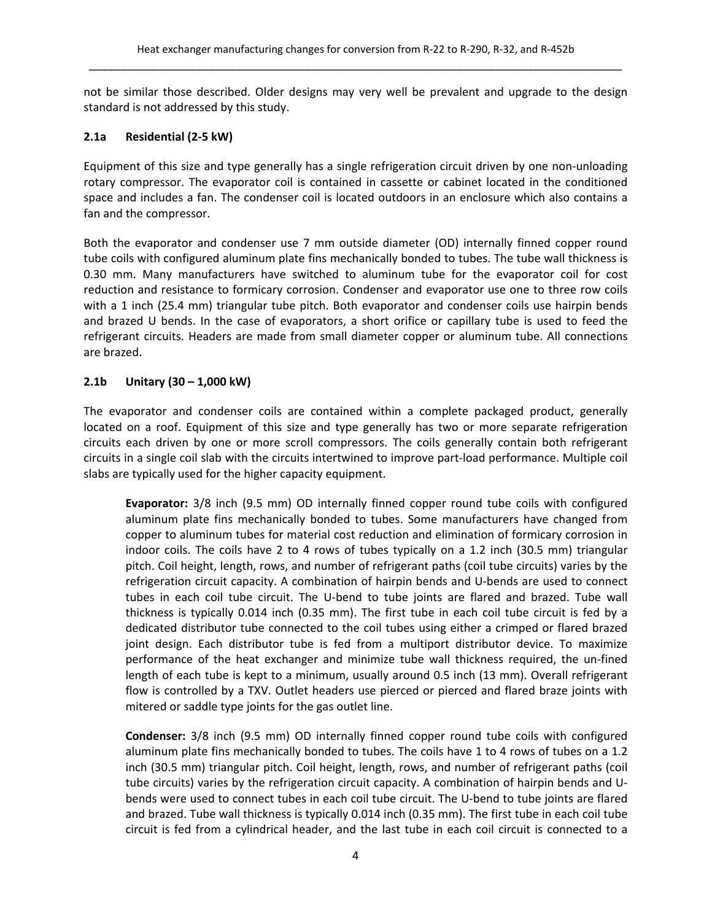not be similar those described. Older designs may very well be prevalent and upgrade to the design standard is not addressed by this study.

### 2.1a Residential (2-5 kW)

Equipment of this size and type generally has a single refrigeration circuit driven by one non-unloading rotary compressor. The evaporator coil is contained in cassette or cabinet located in the conditioned space and includes a fan. The condenser coil is located outdoors in an enclosure which also contains a fan and the compressor.

Both the evaporator and condenser use 7 mm outside diameter (OD) internally finned copper round tube coils with configured aluminum plate fins mechanically bonded to tubes. The tube wall thickness is 0.30 mm. Many manufacturers have switched to aluminum tube for the evaporator coil for cost reduction and resistance to formicary corrosion. Condenser and evaporator use one to three row coils with a 1 inch (25.4 mm) triangular tube pitch. Both evaporator and condenser coils use hairpin bends and brazed U bends. In the case of evaporators, a short orifice or capillary tube is used to feed the refrigerant circuits. Headers are made from small diameter copper or aluminum tube. All connections are brazed.

### 2.1b Unitary (30 – 1,000 kW)

The evaporator and condenser coils are contained within a complete packaged product, generally located on a roof. Equipment of this size and type generally has two or more separate refrigeration circuits each driven by one or more scroll compressors. The coils generally contain both refrigerant circuits in a single coil slab with the circuits intertwined to improve part-load performance. Multiple coil slabs are typically used for the higher capacity equipment.

**Evaporator:** 3/8 inch (9.5 mm) OD internally finned copper round tube coils with configured aluminum plate fins mechanically bonded to tubes. Some manufacturers have changed from copper to aluminum tubes for material cost reduction and elimination of formicary corrosion in indoor coils. The coils have 2 to 4 rows of tubes typically on a 1.2 inch (30.5 mm) triangular pitch. Coil height, length, rows, and number of refrigerant paths (coil tube circuits) varies by the refrigeration circuit capacity. A combination of hairpin bends and U-bends are used to connect tubes in each coil tube circuit. The U-bend to tube joints are flared and brazed. Tube wall thickness is typically 0.014 inch (0.35 mm). The first tube in each coil tube circuit is fed by a dedicated distributor tube connected to the coil tubes using either a crimped or flared brazed joint design. Each distributor tube is fed from a multiport distributor device. To maximize performance of the heat exchanger and minimize tube wall thickness required, the un-fined length of each tube is kept to a minimum, usually around 0.5 inch (13 mm). Overall refrigerant flow is controlled by a TXV. Outlet headers use pierced or pierced and flared braze joints with mitered or saddle type joints for the gas outlet line.

**Condenser:** 3/8 inch (9.5 mm) OD internally finned copper round tube coils with configured aluminum plate fins mechanically bonded to tubes. The coils have 1 to 4 rows of tubes on a 1.2 inch (30.5 mm) triangular pitch. Coil height, length, rows, and number of refrigerant paths (coil tube circuits) varies by the refrigeration circuit capacity. A combination of hairpin bends and U-bends were used to connect tubes in each coil tube circuit. The U-bend to tube joints are flared and brazed. Tube wall thickness is typically 0.014 inch (0.35 mm). The first tube in each coil tube circuit is fed from a cylindrical header, and the last tube in each coil circuit is connected to a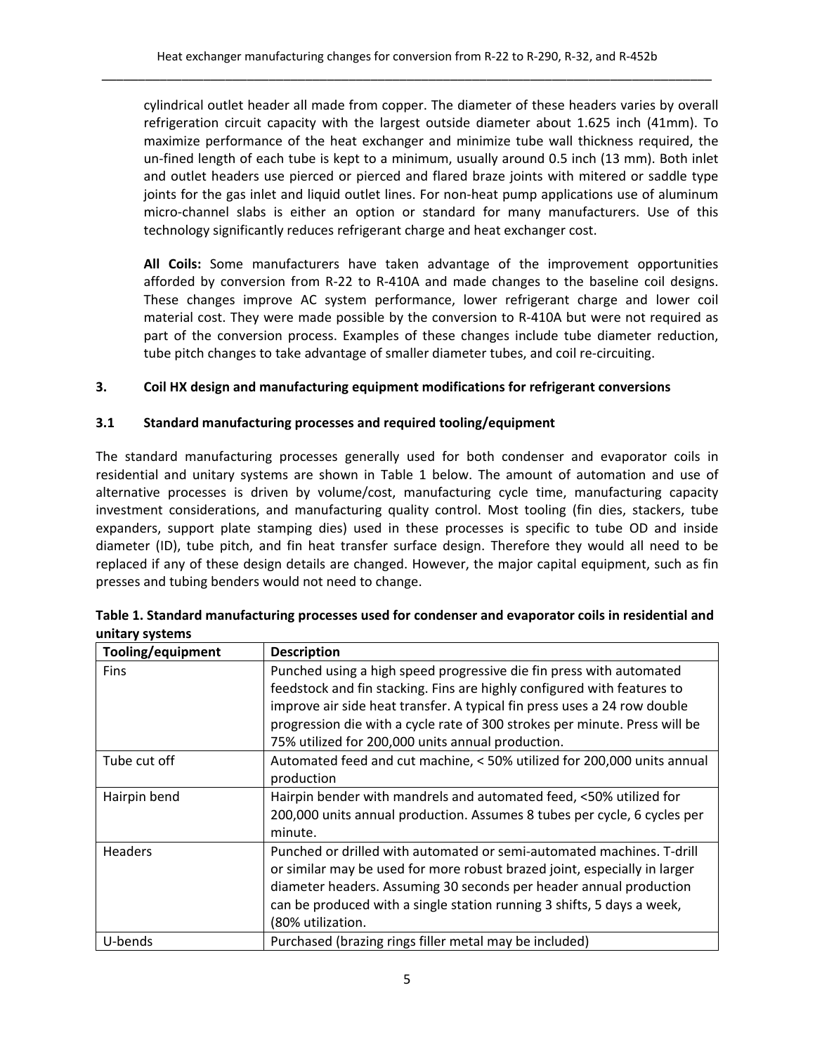cylindrical outlet header all made from copper. The diameter of these headers varies by overall refrigeration circuit capacity with the largest outside diameter about 1.625 inch (41mm). To maximize performance of the heat exchanger and minimize tube wall thickness required, the un-fined length of each tube is kept to a minimum, usually around 0.5 inch (13 mm). Both inlet and outlet headers use pierced or pierced and flared braze joints with mitered or saddle type joints for the gas inlet and liquid outlet lines. For non-heat pump applications use of aluminum micro-channel slabs is either an option or standard for many manufacturers. Use of this technology significantly reduces refrigerant charge and heat exchanger cost.

**All Coils:** Some manufacturers have taken advantage of the improvement opportunities afforded by conversion from R-22 to R-410A and made changes to the baseline coil designs. These changes improve AC system performance, lower refrigerant charge and lower coil material cost. They were made possible by the conversion to R-410A but were not required as part of the conversion process. Examples of these changes include tube diameter reduction, tube pitch changes to take advantage of smaller diameter tubes, and coil re-circuiting.

## 3. Coil HX design and manufacturing equipment modifications for refrigerant conversions

### 3.1 Standard manufacturing processes and required tooling/equipment

The standard manufacturing processes generally used for both condenser and evaporator coils in residential and unitary systems are shown in Table 1 below. The amount of automation and use of alternative processes is driven by volume/cost, manufacturing cycle time, manufacturing capacity investment considerations, and manufacturing quality control. Most tooling (fin dies, stackers, tube expanders, support plate stamping dies) used in these processes is specific to tube OD and inside diameter (ID), tube pitch, and fin heat transfer surface design. Therefore they would all need to be replaced if any of these design details are changed. However, the major capital equipment, such as fin presses and tubing benders would not need to change.

**Table 1. Standard manufacturing processes used for condenser and evaporator coils in residential and unitary systems**

| Tooling/equipment | Description |
|---|---|
| Fins | Punched using a high speed progressive die fin press with automated feedstock and fin stacking. Fins are highly configured with features to improve air side heat transfer. A typical fin press uses a 24 row double progression die with a cycle rate of 300 strokes per minute. Press will be 75% utilized for 200,000 units annual production. |
| Tube cut off | Automated feed and cut machine, < 50% utilized for 200,000 units annual production |
| Hairpin bend | Hairpin bender with mandrels and automated feed, <50% utilized for 200,000 units annual production. Assumes 8 tubes per cycle, 6 cycles per minute. |
| Headers | Punched or drilled with automated or semi-automated machines. T-drill or similar may be used for more robust brazed joint, especially in larger diameter headers. Assuming 30 seconds per header annual production can be produced with a single station running 3 shifts, 5 days a week, (80% utilization. |
| U-bends | Purchased (brazing rings filler metal may be included) |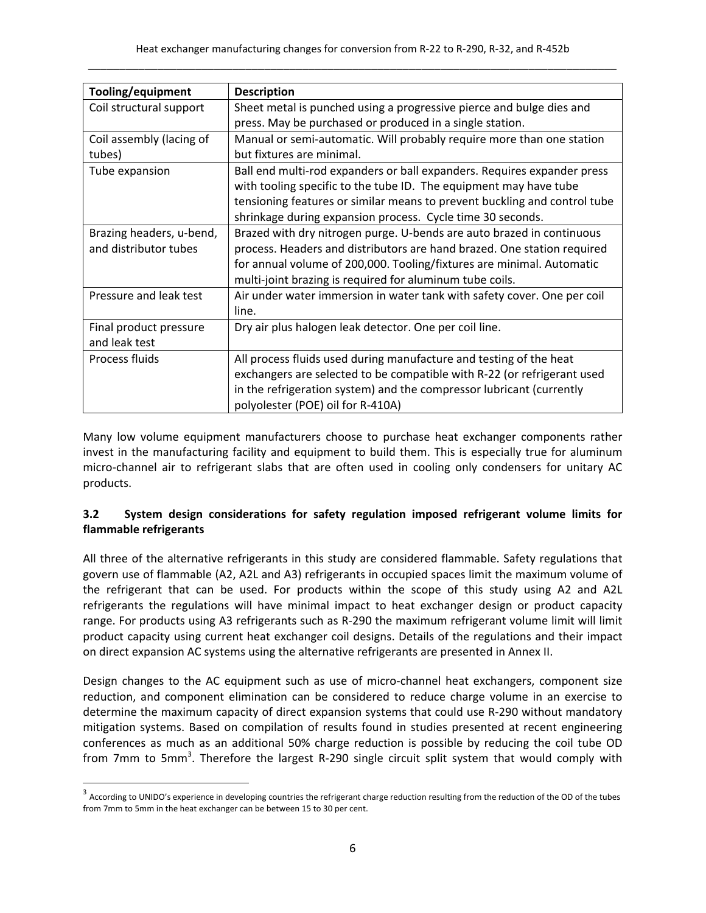| Tooling/equipment | Description |
|---|---|
| Coil structural support | Sheet metal is punched using a progressive pierce and bulge dies and press. May be purchased or produced in a single station. |
| Coil assembly (lacing of tubes) | Manual or semi-automatic. Will probably require more than one station but fixtures are minimal. |
| Tube expansion | Ball end multi-rod expanders or ball expanders. Requires expander press with tooling specific to the tube ID. The equipment may have tube tensioning features or similar means to prevent buckling and control tube shrinkage during expansion process. Cycle time 30 seconds. |
| Brazing headers, u-bend, and distributor tubes | Brazed with dry nitrogen purge. U-bends are auto brazed in continuous process. Headers and distributors are hand brazed. One station required for annual volume of 200,000. Tooling/fixtures are minimal. Automatic multi-joint brazing is required for aluminum tube coils. |
| Pressure and leak test | Air under water immersion in water tank with safety cover. One per coil line. |
| Final product pressure and leak test | Dry air plus halogen leak detector. One per coil line. |
| Process fluids | All process fluids used during manufacture and testing of the heat exchangers are selected to be compatible with R-22 (or refrigerant used in the refrigeration system) and the compressor lubricant (currently polyolester (POE) oil for R-410A) |

Many low volume equipment manufacturers choose to purchase heat exchanger components rather invest in the manufacturing facility and equipment to build them. This is especially true for aluminum micro-channel air to refrigerant slabs that are often used in cooling only condensers for unitary AC products.

### 3.2 System design considerations for safety regulation imposed refrigerant volume limits for flammable refrigerants

All three of the alternative refrigerants in this study are considered flammable. Safety regulations that govern use of flammable (A2, A2L and A3) refrigerants in occupied spaces limit the maximum volume of the refrigerant that can be used. For products within the scope of this study using A2 and A2L refrigerants the regulations will have minimal impact to heat exchanger design or product capacity range. For products using A3 refrigerants such as R-290 the maximum refrigerant volume limit will limit product capacity using current heat exchanger coil designs. Details of the regulations and their impact on direct expansion AC systems using the alternative refrigerants are presented in Annex II.

Design changes to the AC equipment such as use of micro-channel heat exchangers, component size reduction, and component elimination can be considered to reduce charge volume in an exercise to determine the maximum capacity of direct expansion systems that could use R-290 without mandatory mitigation systems. Based on compilation of results found in studies presented at recent engineering conferences as much as an additional 50% charge reduction is possible by reducing the coil tube OD from 7mm to 5mm[3]. Therefore the largest R-290 single circuit split system that would comply with

[3] According to UNIDO's experience in developing countries the refrigerant charge reduction resulting from the reduction of the OD of the tubes from 7mm to 5mm in the heat exchanger can be between 15 to 30 per cent.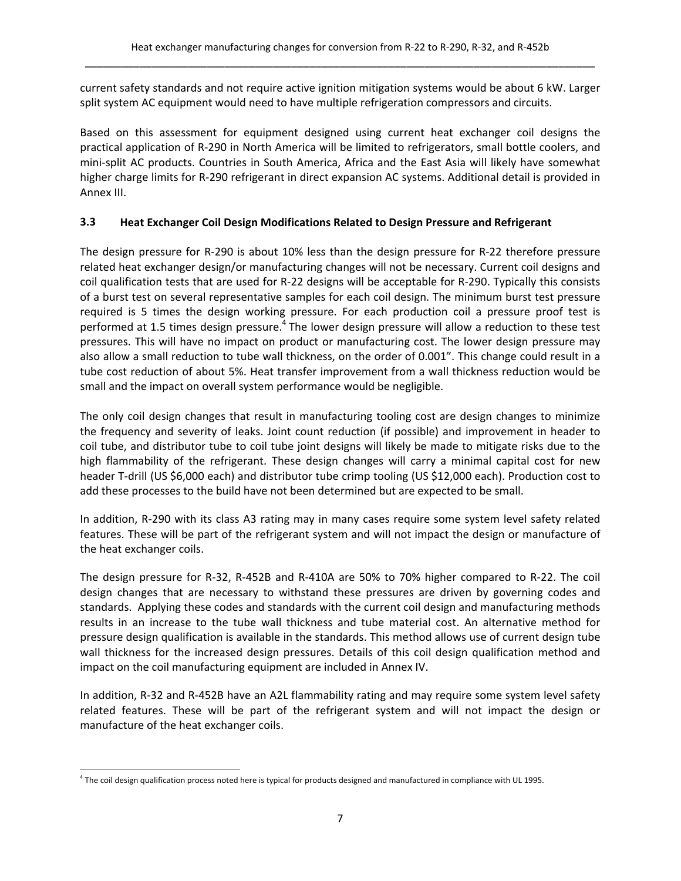current safety standards and not require active ignition mitigation systems would be about 6 kW. Larger split system AC equipment would need to have multiple refrigeration compressors and circuits.

Based on this assessment for equipment designed using current heat exchanger coil designs the practical application of R-290 in North America will be limited to refrigerators, small bottle coolers, and mini-split AC products. Countries in South America, Africa and the East Asia will likely have somewhat higher charge limits for R-290 refrigerant in direct expansion AC systems. Additional detail is provided in Annex III.

### 3.3 Heat Exchanger Coil Design Modifications Related to Design Pressure and Refrigerant

The design pressure for R-290 is about 10% less than the design pressure for R-22 therefore pressure related heat exchanger design/or manufacturing changes will not be necessary. Current coil designs and coil qualification tests that are used for R-22 designs will be acceptable for R-290. Typically this consists of a burst test on several representative samples for each coil design. The minimum burst test pressure required is 5 times the design working pressure. For each production coil a pressure proof test is performed at 1.5 times design pressure.[4] The lower design pressure will allow a reduction to these test pressures. This will have no impact on product or manufacturing cost. The lower design pressure may also allow a small reduction to tube wall thickness, on the order of 0.001". This change could result in a tube cost reduction of about 5%. Heat transfer improvement from a wall thickness reduction would be small and the impact on overall system performance would be negligible.

The only coil design changes that result in manufacturing tooling cost are design changes to minimize the frequency and severity of leaks. Joint count reduction (if possible) and improvement in header to coil tube, and distributor tube to coil tube joint designs will likely be made to mitigate risks due to the high flammability of the refrigerant. These design changes will carry a minimal capital cost for new header T-drill (US $6,000 each) and distributor tube crimp tooling (US $12,000 each). Production cost to add these processes to the build have not been determined but are expected to be small.

In addition, R-290 with its class A3 rating may in many cases require some system level safety related features. These will be part of the refrigerant system and will not impact the design or manufacture of the heat exchanger coils.

The design pressure for R-32, R-452B and R-410A are 50% to 70% higher compared to R-22. The coil design changes that are necessary to withstand these pressures are driven by governing codes and standards. Applying these codes and standards with the current coil design and manufacturing methods results in an increase to the tube wall thickness and tube material cost. An alternative method for pressure design qualification is available in the standards. This method allows use of current design tube wall thickness for the increased design pressures. Details of this coil design qualification method and impact on the coil manufacturing equipment are included in Annex IV.

In addition, R-32 and R-452B have an A2L flammability rating and may require some system level safety related features. These will be part of the refrigerant system and will not impact the design or manufacture of the heat exchanger coils.

---

[4] The coil design qualification process noted here is typical for products designed and manufactured in compliance with UL 1995.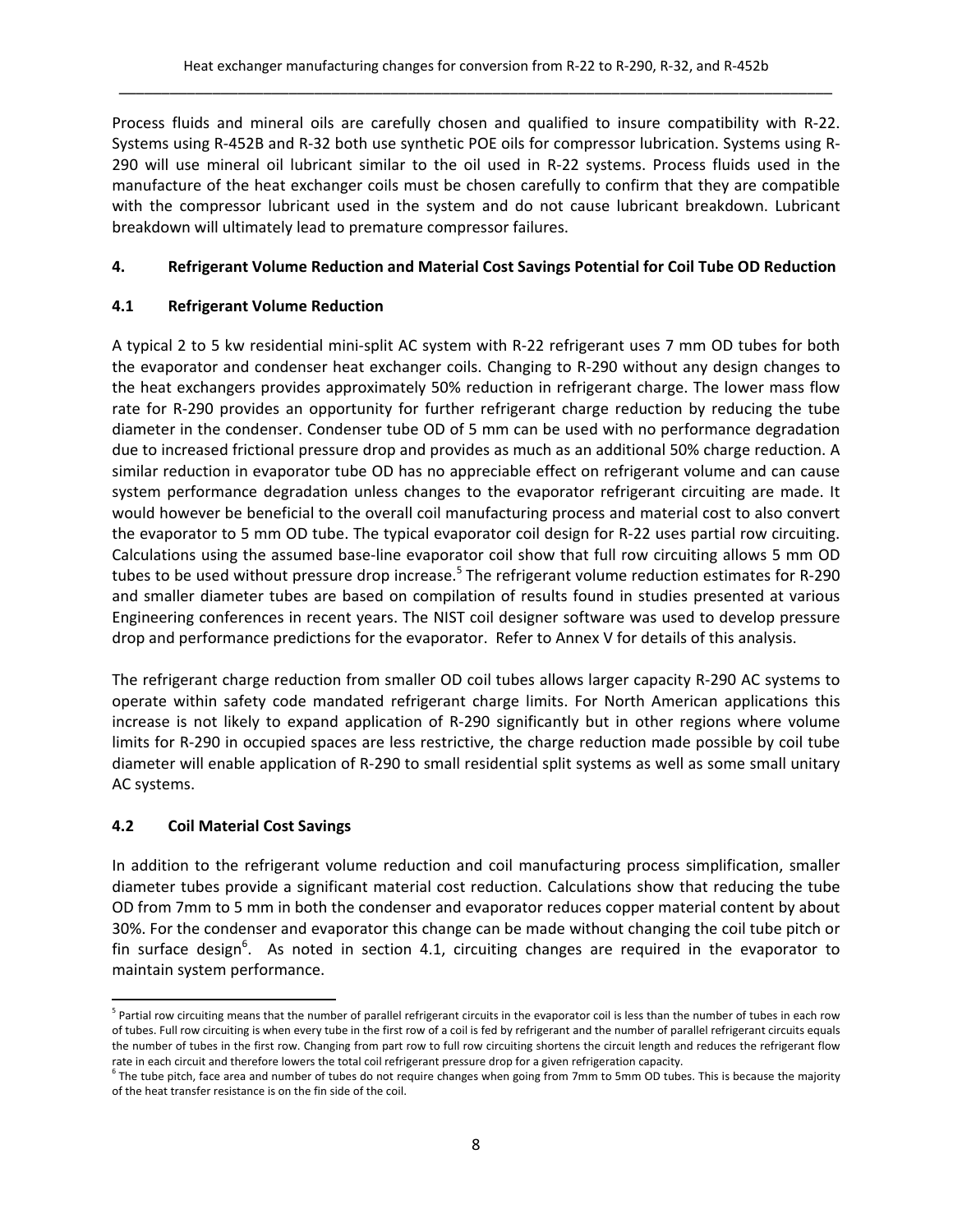Process fluids and mineral oils are carefully chosen and qualified to insure compatibility with R-22. Systems using R-452B and R-32 both use synthetic POE oils for compressor lubrication. Systems using R-290 will use mineral oil lubricant similar to the oil used in R-22 systems. Process fluids used in the manufacture of the heat exchanger coils must be chosen carefully to confirm that they are compatible with the compressor lubricant used in the system and do not cause lubricant breakdown. Lubricant breakdown will ultimately lead to premature compressor failures.

## 4. Refrigerant Volume Reduction and Material Cost Savings Potential for Coil Tube OD Reduction

### 4.1 Refrigerant Volume Reduction

A typical 2 to 5 kw residential mini-split AC system with R-22 refrigerant uses 7 mm OD tubes for both the evaporator and condenser heat exchanger coils. Changing to R-290 without any design changes to the heat exchangers provides approximately 50% reduction in refrigerant charge. The lower mass flow rate for R-290 provides an opportunity for further refrigerant charge reduction by reducing the tube diameter in the condenser. Condenser tube OD of 5 mm can be used with no performance degradation due to increased frictional pressure drop and provides as much as an additional 50% charge reduction. A similar reduction in evaporator tube OD has no appreciable effect on refrigerant volume and can cause system performance degradation unless changes to the evaporator refrigerant circuiting are made. It would however be beneficial to the overall coil manufacturing process and material cost to also convert the evaporator to 5 mm OD tube. The typical evaporator coil design for R-22 uses partial row circuiting. Calculations using the assumed base-line evaporator coil show that full row circuiting allows 5 mm OD tubes to be used without pressure drop increase.[5] The refrigerant volume reduction estimates for R-290 and smaller diameter tubes are based on compilation of results found in studies presented at various Engineering conferences in recent years. The NIST coil designer software was used to develop pressure drop and performance predictions for the evaporator. Refer to Annex V for details of this analysis.

The refrigerant charge reduction from smaller OD coil tubes allows larger capacity R-290 AC systems to operate within safety code mandated refrigerant charge limits. For North American applications this increase is not likely to expand application of R-290 significantly but in other regions where volume limits for R-290 in occupied spaces are less restrictive, the charge reduction made possible by coil tube diameter will enable application of R-290 to small residential split systems as well as some small unitary AC systems.

### 4.2 Coil Material Cost Savings

In addition to the refrigerant volume reduction and coil manufacturing process simplification, smaller diameter tubes provide a significant material cost reduction. Calculations show that reducing the tube OD from 7mm to 5 mm in both the condenser and evaporator reduces copper material content by about 30%. For the condenser and evaporator this change can be made without changing the coil tube pitch or fin surface design[6]. As noted in section 4.1, circuiting changes are required in the evaporator to maintain system performance.

---

[5] Partial row circuiting means that the number of parallel refrigerant circuits in the evaporator coil is less than the number of tubes in each row of tubes. Full row circuiting is when every tube in the first row of a coil is fed by refrigerant and the number of parallel refrigerant circuits equals the number of tubes in the first row. Changing from part row to full row circuiting shortens the circuit length and reduces the refrigerant flow rate in each circuit and therefore lowers the total coil refrigerant pressure drop for a given refrigeration capacity.

[6] The tube pitch, face area and number of tubes do not require changes when going from 7mm to 5mm OD tubes. This is because the majority of the heat transfer resistance is on the fin side of the coil.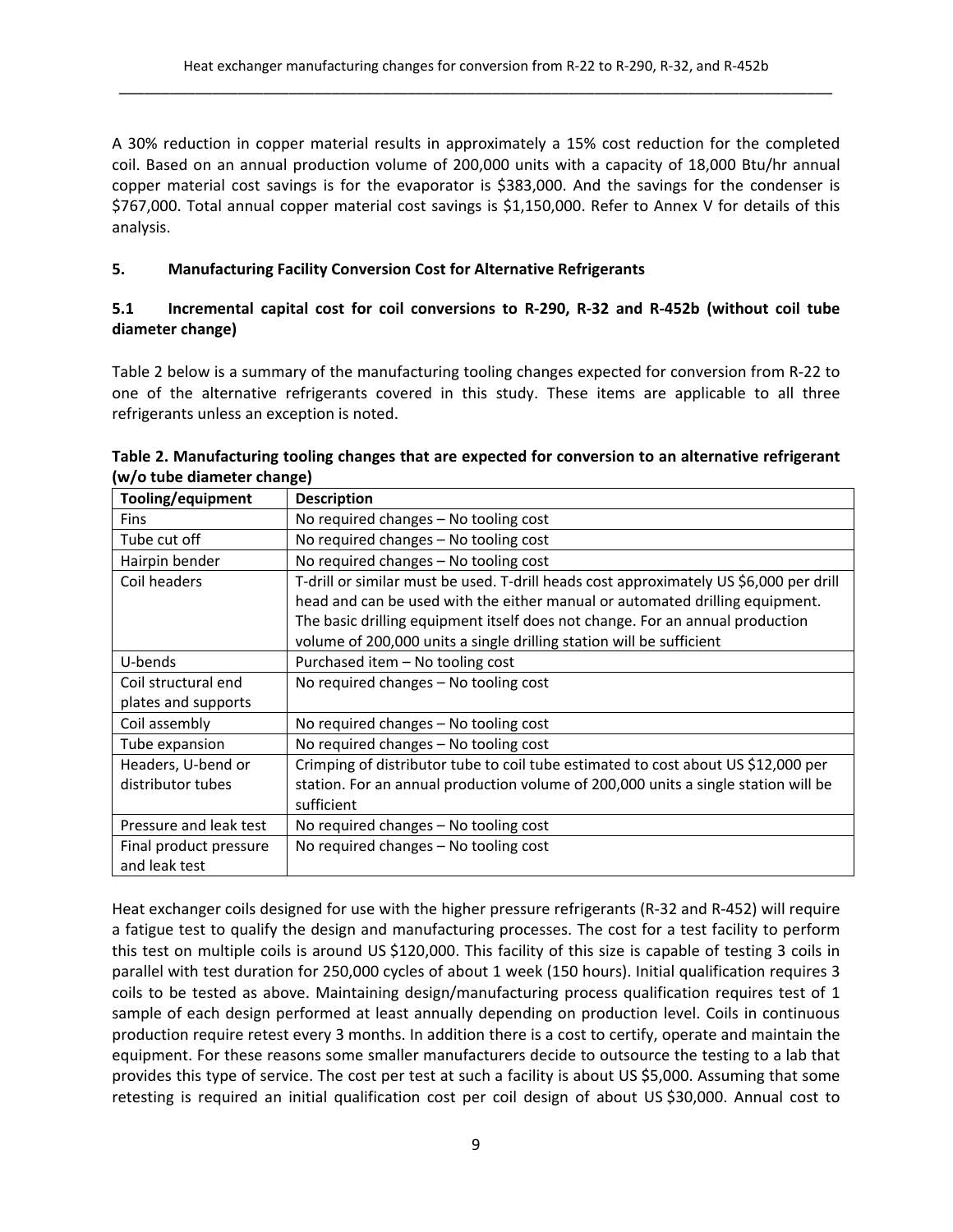A 30% reduction in copper material results in approximately a 15% cost reduction for the completed coil. Based on an annual production volume of 200,000 units with a capacity of 18,000 Btu/hr annual copper material cost savings is for the evaporator is $383,000. And the savings for the condenser is $767,000. Total annual copper material cost savings is $1,150,000. Refer to Annex V for details of this analysis.

## 5. Manufacturing Facility Conversion Cost for Alternative Refrigerants

### 5.1 Incremental capital cost for coil conversions to R-290, R-32 and R-452b (without coil tube diameter change)

Table 2 below is a summary of the manufacturing tooling changes expected for conversion from R-22 to one of the alternative refrigerants covered in this study. These items are applicable to all three refrigerants unless an exception is noted.

**Table 2. Manufacturing tooling changes that are expected for conversion to an alternative refrigerant (w/o tube diameter change)**

| Tooling/equipment | Description |
|---|---|
| Fins | No required changes – No tooling cost |
| Tube cut off | No required changes – No tooling cost |
| Hairpin bender | No required changes – No tooling cost |
| Coil headers | T-drill or similar must be used. T-drill heads cost approximately US $6,000 per drill head and can be used with the either manual or automated drilling equipment. The basic drilling equipment itself does not change. For an annual production volume of 200,000 units a single drilling station will be sufficient |
| U-bends | Purchased item – No tooling cost |
| Coil structural end plates and supports | No required changes – No tooling cost |
| Coil assembly | No required changes – No tooling cost |
| Tube expansion | No required changes – No tooling cost |
| Headers, U-bend or distributor tubes | Crimping of distributor tube to coil tube estimated to cost about US $12,000 per station. For an annual production volume of 200,000 units a single station will be sufficient |
| Pressure and leak test | No required changes – No tooling cost |
| Final product pressure and leak test | No required changes – No tooling cost |

Heat exchanger coils designed for use with the higher pressure refrigerants (R-32 and R-452) will require a fatigue test to qualify the design and manufacturing processes. The cost for a test facility to perform this test on multiple coils is around US $120,000. This facility of this size is capable of testing 3 coils in parallel with test duration for 250,000 cycles of about 1 week (150 hours). Initial qualification requires 3 coils to be tested as above. Maintaining design/manufacturing process qualification requires test of 1 sample of each design performed at least annually depending on production level. Coils in continuous production require retest every 3 months. In addition there is a cost to certify, operate and maintain the equipment. For these reasons some smaller manufacturers decide to outsource the testing to a lab that provides this type of service. The cost per test at such a facility is about US $5,000. Assuming that some retesting is required an initial qualification cost per coil design of about US $30,000. Annual cost to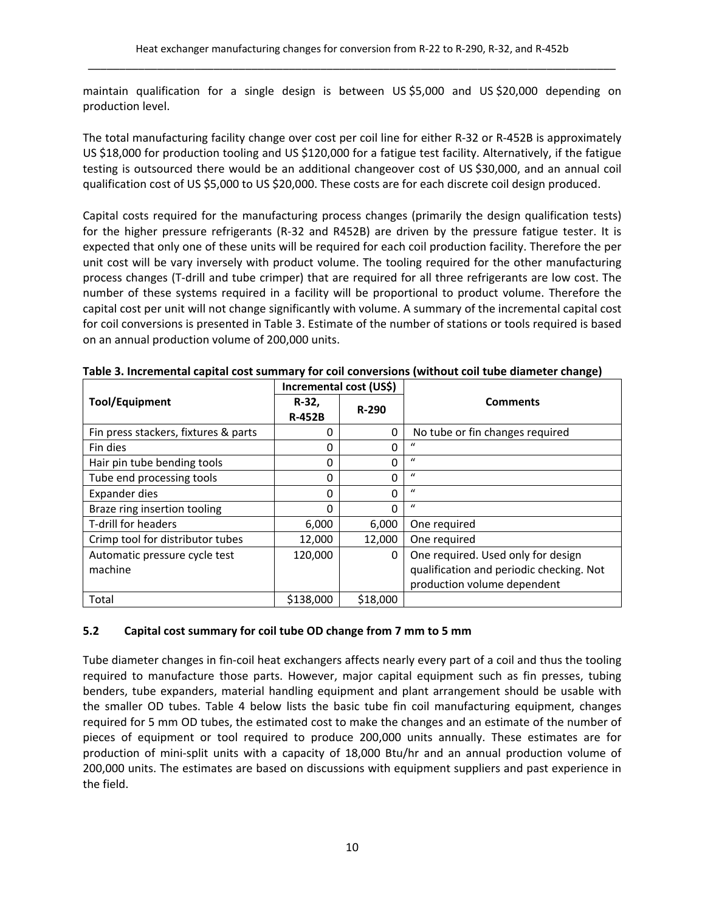maintain qualification for a single design is between US $5,000 and US $20,000 depending on production level.

The total manufacturing facility change over cost per coil line for either R-32 or R-452B is approximately US $18,000 for production tooling and US $120,000 for a fatigue test facility. Alternatively, if the fatigue testing is outsourced there would be an additional changeover cost of US $30,000, and an annual coil qualification cost of US $5,000 to US $20,000. These costs are for each discrete coil design produced.

Capital costs required for the manufacturing process changes (primarily the design qualification tests) for the higher pressure refrigerants (R-32 and R452B) are driven by the pressure fatigue tester. It is expected that only one of these units will be required for each coil production facility. Therefore the per unit cost will be vary inversely with product volume. The tooling required for the other manufacturing process changes (T-drill and tube crimper) that are required for all three refrigerants are low cost. The number of these systems required in a facility will be proportional to product volume. Therefore the capital cost per unit will not change significantly with volume. A summary of the incremental capital cost for coil conversions is presented in Table 3. Estimate of the number of stations or tools required is based on an annual production volume of 200,000 units.

**Table 3. Incremental capital cost summary for coil conversions (without coil tube diameter change)**

| Tool/Equipment | Incremental cost (US$) | | Comments |
|---|---|---|---|
| | R-32, R-452B | R-290 | |
| Fin press stackers, fixtures & parts | 0 | 0 | No tube or fin changes required |
| Fin dies | 0 | 0 | " |
| Hair pin tube bending tools | 0 | 0 | " |
| Tube end processing tools | 0 | 0 | " |
| Expander dies | 0 | 0 | " |
| Braze ring insertion tooling | 0 | 0 | " |
| T-drill for headers | 6,000 | 6,000 | One required |
| Crimp tool for distributor tubes | 12,000 | 12,000 | One required |
| Automatic pressure cycle test machine | 120,000 | 0 | One required. Used only for design qualification and periodic checking. Not production volume dependent |
| Total | $138,000 | $18,000 | |

### 5.2 Capital cost summary for coil tube OD change from 7 mm to 5 mm

Tube diameter changes in fin-coil heat exchangers affects nearly every part of a coil and thus the tooling required to manufacture those parts. However, major capital equipment such as fin presses, tubing benders, tube expanders, material handling equipment and plant arrangement should be usable with the smaller OD tubes. Table 4 below lists the basic tube fin coil manufacturing equipment, changes required for 5 mm OD tubes, the estimated cost to make the changes and an estimate of the number of pieces of equipment or tool required to produce 200,000 units annually. These estimates are for production of mini-split units with a capacity of 18,000 Btu/hr and an annual production volume of 200,000 units. The estimates are based on discussions with equipment suppliers and past experience in the field.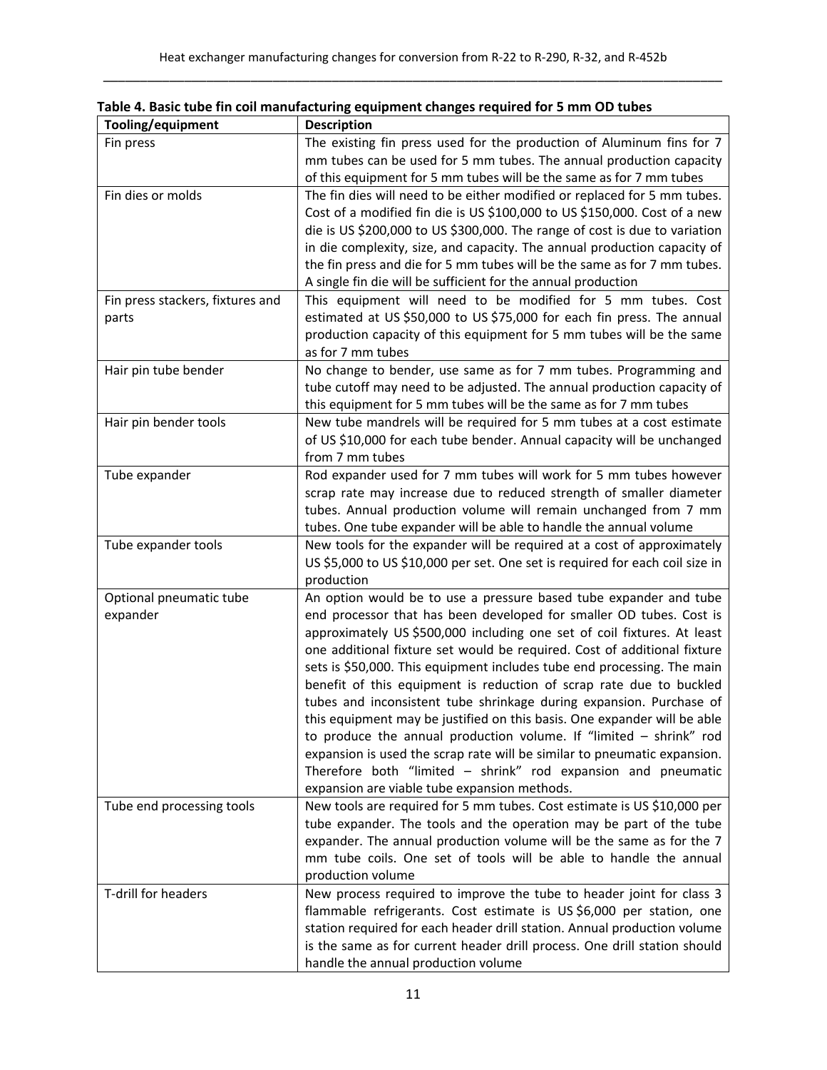**Table 4. Basic tube fin coil manufacturing equipment changes required for 5 mm OD tubes**

| Tooling/equipment | Description |
|---|---|
| Fin press | The existing fin press used for the production of Aluminum fins for 7 mm tubes can be used for 5 mm tubes. The annual production capacity of this equipment for 5 mm tubes will be the same as for 7 mm tubes |
| Fin dies or molds | The fin dies will need to be either modified or replaced for 5 mm tubes. Cost of a modified fin die is US \$100,000 to US \$150,000. Cost of a new die is US \$200,000 to US \$300,000. The range of cost is due to variation in die complexity, size, and capacity. The annual production capacity of the fin press and die for 5 mm tubes will be the same as for 7 mm tubes. A single fin die will be sufficient for the annual production |
| Fin press stackers, fixtures and parts | This equipment will need to be modified for 5 mm tubes. Cost estimated at US \$50,000 to US \$75,000 for each fin press. The annual production capacity of this equipment for 5 mm tubes will be the same as for 7 mm tubes |
| Hair pin tube bender | No change to bender, use same as for 7 mm tubes. Programming and tube cutoff may need to be adjusted. The annual production capacity of this equipment for 5 mm tubes will be the same as for 7 mm tubes |
| Hair pin bender tools | New tube mandrels will be required for 5 mm tubes at a cost estimate of US \$10,000 for each tube bender. Annual capacity will be unchanged from 7 mm tubes |
| Tube expander | Rod expander used for 7 mm tubes will work for 5 mm tubes however scrap rate may increase due to reduced strength of smaller diameter tubes. Annual production volume will remain unchanged from 7 mm tubes. One tube expander will be able to handle the annual volume |
| Tube expander tools | New tools for the expander will be required at a cost of approximately US \$5,000 to US \$10,000 per set. One set is required for each coil size in production |
| Optional pneumatic tube expander | An option would be to use a pressure based tube expander and tube end processor that has been developed for smaller OD tubes. Cost is approximately US \$500,000 including one set of coil fixtures. At least one additional fixture set would be required. Cost of additional fixture sets is \$50,000. This equipment includes tube end processing. The main benefit of this equipment is reduction of scrap rate due to buckled tubes and inconsistent tube shrinkage during expansion. Purchase of this equipment may be justified on this basis. One expander will be able to produce the annual production volume. If "limited – shrink" rod expansion is used the scrap rate will be similar to pneumatic expansion. Therefore both "limited – shrink" rod expansion and pneumatic expansion are viable tube expansion methods. |
| Tube end processing tools | New tools are required for 5 mm tubes. Cost estimate is US \$10,000 per tube expander. The tools and the operation may be part of the tube expander. The annual production volume will be the same as for the 7 mm tube coils. One set of tools will be able to handle the annual production volume |
| T-drill for headers | New process required to improve the tube to header joint for class 3 flammable refrigerants. Cost estimate is US \$6,000 per station, one station required for each header drill station. Annual production volume is the same as for current header drill process. One drill station should handle the annual production volume |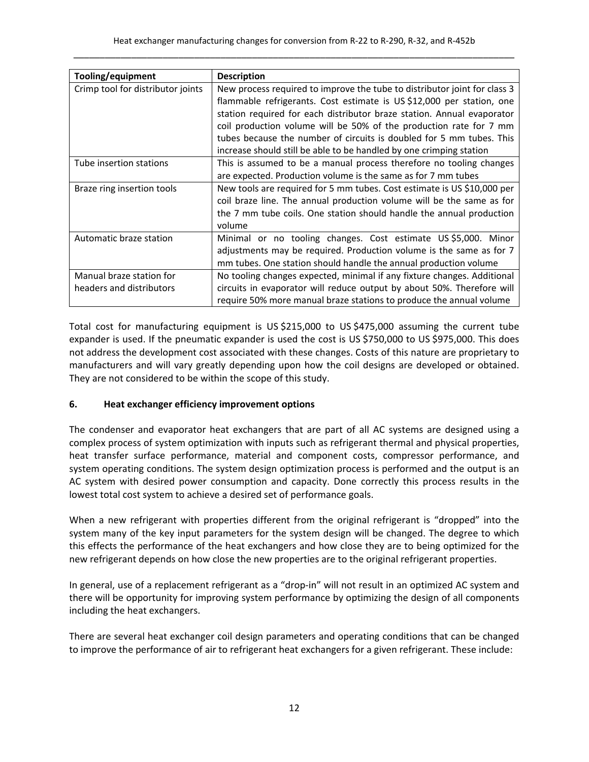| Tooling/equipment | Description |
|---|---|
| Crimp tool for distributor joints | New process required to improve the tube to distributor joint for class 3 flammable refrigerants. Cost estimate is US $12,000 per station, one station required for each distributor braze station. Annual evaporator coil production volume will be 50% of the production rate for 7 mm tubes because the number of circuits is doubled for 5 mm tubes. This increase should still be able to be handled by one crimping station |
| Tube insertion stations | This is assumed to be a manual process therefore no tooling changes are expected. Production volume is the same as for 7 mm tubes |
| Braze ring insertion tools | New tools are required for 5 mm tubes. Cost estimate is US $10,000 per coil braze line. The annual production volume will be the same as for the 7 mm tube coils. One station should handle the annual production volume |
| Automatic braze station | Minimal or no tooling changes. Cost estimate US $5,000. Minor adjustments may be required. Production volume is the same as for 7 mm tubes. One station should handle the annual production volume |
| Manual braze station for headers and distributors | No tooling changes expected, minimal if any fixture changes. Additional circuits in evaporator will reduce output by about 50%. Therefore will require 50% more manual braze stations to produce the annual volume |

Total cost for manufacturing equipment is US $215,000 to US $475,000 assuming the current tube expander is used. If the pneumatic expander is used the cost is US $750,000 to US $975,000. This does not address the development cost associated with these changes. Costs of this nature are proprietary to manufacturers and will vary greatly depending upon how the coil designs are developed or obtained. They are not considered to be within the scope of this study.

## 6. Heat exchanger efficiency improvement options

The condenser and evaporator heat exchangers that are part of all AC systems are designed using a complex process of system optimization with inputs such as refrigerant thermal and physical properties, heat transfer surface performance, material and component costs, compressor performance, and system operating conditions. The system design optimization process is performed and the output is an AC system with desired power consumption and capacity. Done correctly this process results in the lowest total cost system to achieve a desired set of performance goals.

When a new refrigerant with properties different from the original refrigerant is "dropped" into the system many of the key input parameters for the system design will be changed. The degree to which this effects the performance of the heat exchangers and how close they are to being optimized for the new refrigerant depends on how close the new properties are to the original refrigerant properties.

In general, use of a replacement refrigerant as a "drop-in" will not result in an optimized AC system and there will be opportunity for improving system performance by optimizing the design of all components including the heat exchangers.

There are several heat exchanger coil design parameters and operating conditions that can be changed to improve the performance of air to refrigerant heat exchangers for a given refrigerant. These include: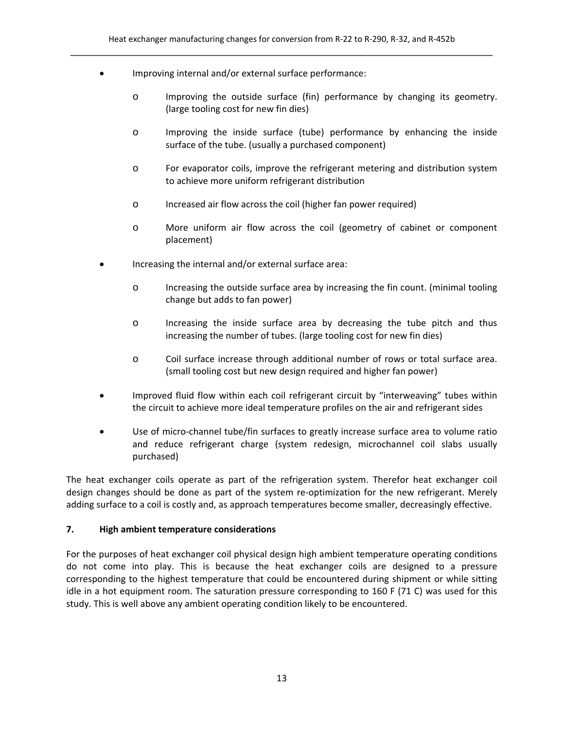- Improving internal and/or external surface performance:
    - Improving the outside surface (fin) performance by changing its geometry. (large tooling cost for new fin dies)
    - Improving the inside surface (tube) performance by enhancing the inside surface of the tube. (usually a purchased component)
    - For evaporator coils, improve the refrigerant metering and distribution system to achieve more uniform refrigerant distribution
    - Increased air flow across the coil (higher fan power required)
    - More uniform air flow across the coil (geometry of cabinet or component placement)
- Increasing the internal and/or external surface area:
    - Increasing the outside surface area by increasing the fin count. (minimal tooling change but adds to fan power)
    - Increasing the inside surface area by decreasing the tube pitch and thus increasing the number of tubes. (large tooling cost for new fin dies)
    - Coil surface increase through additional number of rows or total surface area. (small tooling cost but new design required and higher fan power)
- Improved fluid flow within each coil refrigerant circuit by "interweaving" tubes within the circuit to achieve more ideal temperature profiles on the air and refrigerant sides
- Use of micro-channel tube/fin surfaces to greatly increase surface area to volume ratio and reduce refrigerant charge (system redesign, microchannel coil slabs usually purchased)

The heat exchanger coils operate as part of the refrigeration system. Therefor heat exchanger coil design changes should be done as part of the system re-optimization for the new refrigerant. Merely adding surface to a coil is costly and, as approach temperatures become smaller, decreasingly effective.

## 7. High ambient temperature considerations

For the purposes of heat exchanger coil physical design high ambient temperature operating conditions do not come into play. This is because the heat exchanger coils are designed to a pressure corresponding to the highest temperature that could be encountered during shipment or while sitting idle in a hot equipment room. The saturation pressure corresponding to 160 F (71 C) was used for this study. This is well above any ambient operating condition likely to be encountered.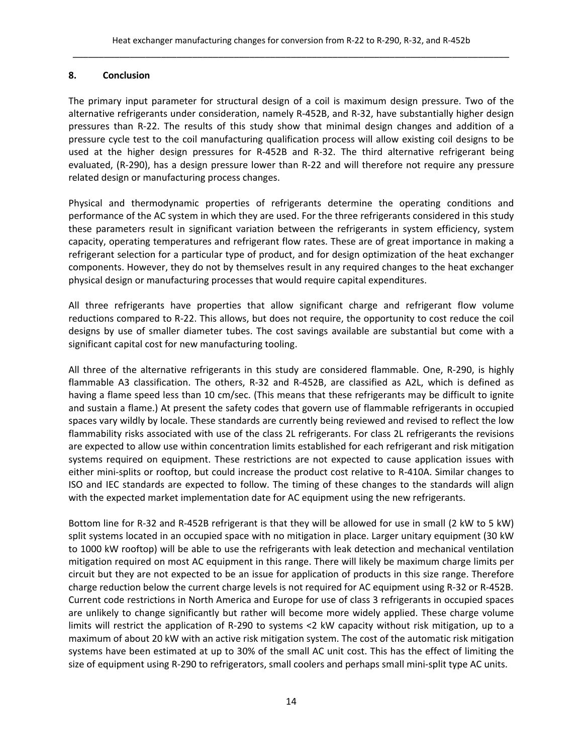## 8. Conclusion

The primary input parameter for structural design of a coil is maximum design pressure. Two of the alternative refrigerants under consideration, namely R-452B, and R-32, have substantially higher design pressures than R-22. The results of this study show that minimal design changes and addition of a pressure cycle test to the coil manufacturing qualification process will allow existing coil designs to be used at the higher design pressures for R-452B and R-32. The third alternative refrigerant being evaluated, (R-290), has a design pressure lower than R-22 and will therefore not require any pressure related design or manufacturing process changes.

Physical and thermodynamic properties of refrigerants determine the operating conditions and performance of the AC system in which they are used. For the three refrigerants considered in this study these parameters result in significant variation between the refrigerants in system efficiency, system capacity, operating temperatures and refrigerant flow rates. These are of great importance in making a refrigerant selection for a particular type of product, and for design optimization of the heat exchanger components. However, they do not by themselves result in any required changes to the heat exchanger physical design or manufacturing processes that would require capital expenditures.

All three refrigerants have properties that allow significant charge and refrigerant flow volume reductions compared to R-22. This allows, but does not require, the opportunity to cost reduce the coil designs by use of smaller diameter tubes. The cost savings available are substantial but come with a significant capital cost for new manufacturing tooling.

All three of the alternative refrigerants in this study are considered flammable. One, R-290, is highly flammable A3 classification. The others, R-32 and R-452B, are classified as A2L, which is defined as having a flame speed less than 10 cm/sec. (This means that these refrigerants may be difficult to ignite and sustain a flame.) At present the safety codes that govern use of flammable refrigerants in occupied spaces vary wildly by locale. These standards are currently being reviewed and revised to reflect the low flammability risks associated with use of the class 2L refrigerants. For class 2L refrigerants the revisions are expected to allow use within concentration limits established for each refrigerant and risk mitigation systems required on equipment. These restrictions are not expected to cause application issues with either mini-splits or rooftop, but could increase the product cost relative to R-410A. Similar changes to ISO and IEC standards are expected to follow. The timing of these changes to the standards will align with the expected market implementation date for AC equipment using the new refrigerants.

Bottom line for R-32 and R-452B refrigerant is that they will be allowed for use in small (2 kW to 5 kW) split systems located in an occupied space with no mitigation in place. Larger unitary equipment (30 kW to 1000 kW rooftop) will be able to use the refrigerants with leak detection and mechanical ventilation mitigation required on most AC equipment in this range. There will likely be maximum charge limits per circuit but they are not expected to be an issue for application of products in this size range. Therefore charge reduction below the current charge levels is not required for AC equipment using R-32 or R-452B. Current code restrictions in North America and Europe for use of class 3 refrigerants in occupied spaces are unlikely to change significantly but rather will become more widely applied. These charge volume limits will restrict the application of R-290 to systems <2 kW capacity without risk mitigation, up to a maximum of about 20 kW with an active risk mitigation system. The cost of the automatic risk mitigation systems have been estimated at up to 30% of the small AC unit cost. This has the effect of limiting the size of equipment using R-290 to refrigerators, small coolers and perhaps small mini-split type AC units.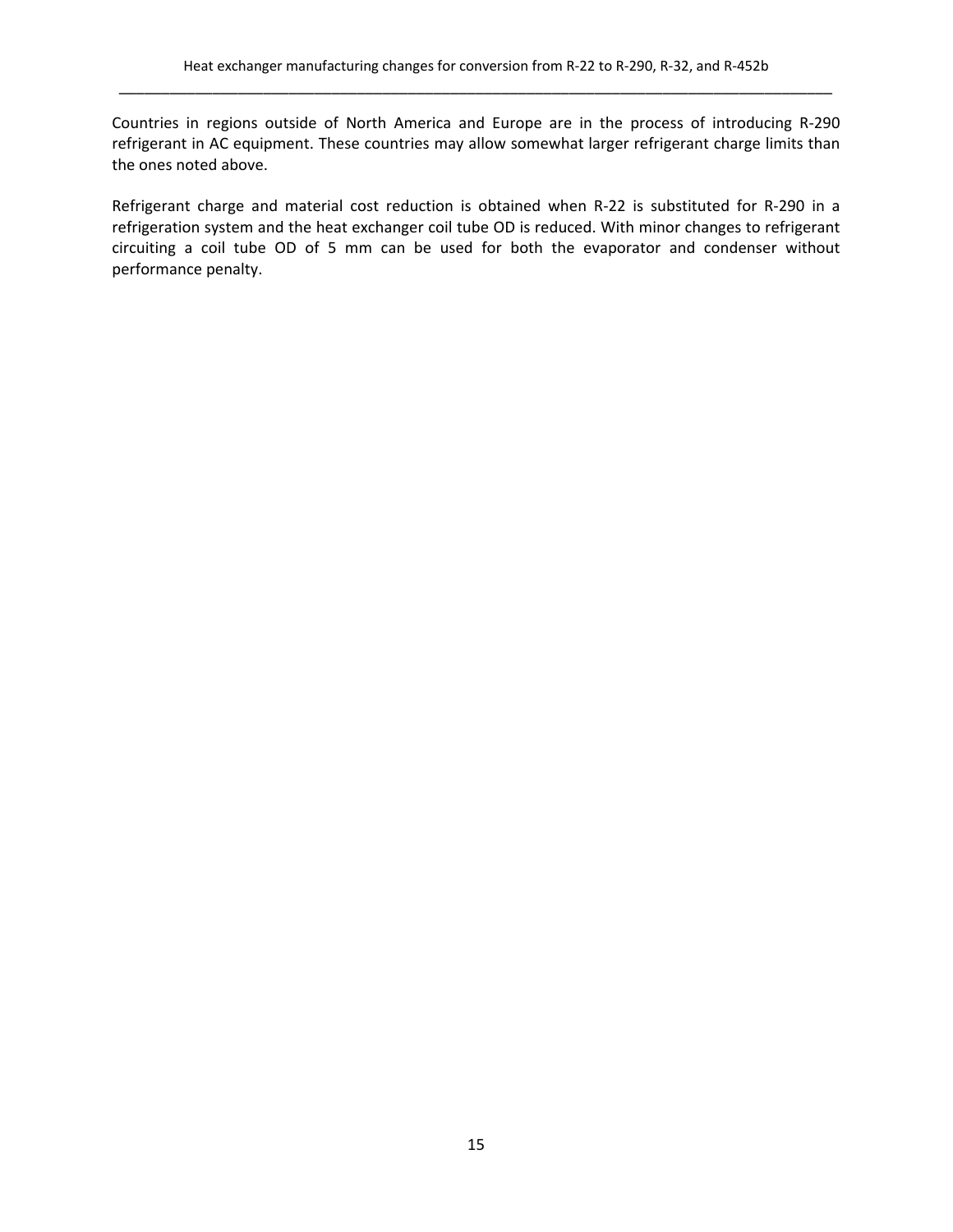Countries in regions outside of North America and Europe are in the process of introducing R-290 refrigerant in AC equipment. These countries may allow somewhat larger refrigerant charge limits than the ones noted above.

Refrigerant charge and material cost reduction is obtained when R-22 is substituted for R-290 in a refrigeration system and the heat exchanger coil tube OD is reduced. With minor changes to refrigerant circuiting a coil tube OD of 5 mm can be used for both the evaporator and condenser without performance penalty.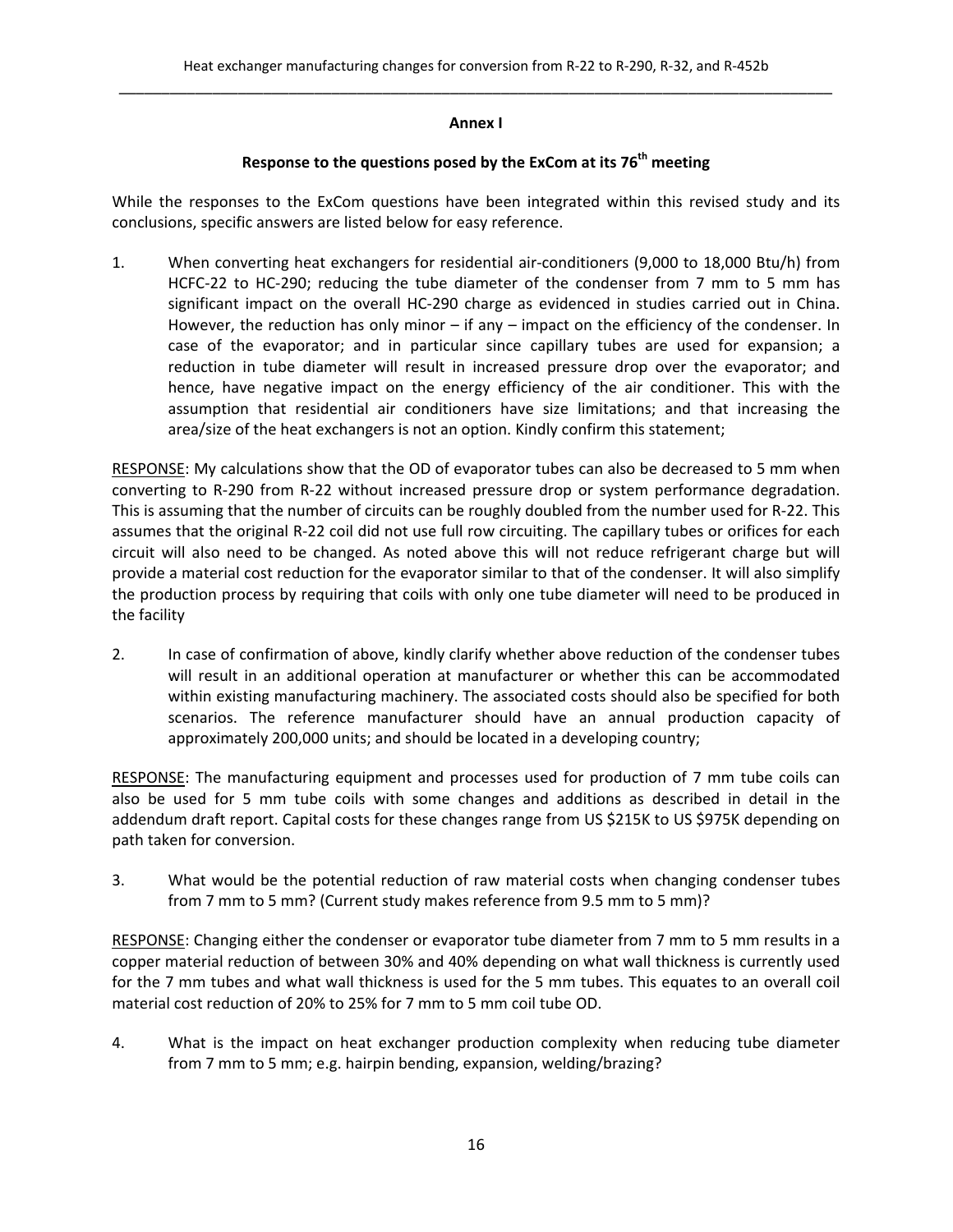## Annex I

### Response to the questions posed by the ExCom at its 76th meeting

While the responses to the ExCom questions have been integrated within this revised study and its conclusions, specific answers are listed below for easy reference.

1. When converting heat exchangers for residential air-conditioners (9,000 to 18,000 Btu/h) from HCFC-22 to HC-290; reducing the tube diameter of the condenser from 7 mm to 5 mm has significant impact on the overall HC-290 charge as evidenced in studies carried out in China. However, the reduction has only minor – if any – impact on the efficiency of the condenser. In case of the evaporator; and in particular since capillary tubes are used for expansion; a reduction in tube diameter will result in increased pressure drop over the evaporator; and hence, have negative impact on the energy efficiency of the air conditioner. This with the assumption that residential air conditioners have size limitations; and that increasing the area/size of the heat exchangers is not an option. Kindly confirm this statement;

<u>RESPONSE</u>: My calculations show that the OD of evaporator tubes can also be decreased to 5 mm when converting to R-290 from R-22 without increased pressure drop or system performance degradation. This is assuming that the number of circuits can be roughly doubled from the number used for R-22. This assumes that the original R-22 coil did not use full row circuiting. The capillary tubes or orifices for each circuit will also need to be changed. As noted above this will not reduce refrigerant charge but will provide a material cost reduction for the evaporator similar to that of the condenser. It will also simplify the production process by requiring that coils with only one tube diameter will need to be produced in the facility

2. In case of confirmation of above, kindly clarify whether above reduction of the condenser tubes will result in an additional operation at manufacturer or whether this can be accommodated within existing manufacturing machinery. The associated costs should also be specified for both scenarios. The reference manufacturer should have an annual production capacity of approximately 200,000 units; and should be located in a developing country;

<u>RESPONSE</u>: The manufacturing equipment and processes used for production of 7 mm tube coils can also be used for 5 mm tube coils with some changes and additions as described in detail in the addendum draft report. Capital costs for these changes range from US $215K to US $975K depending on path taken for conversion.

3. What would be the potential reduction of raw material costs when changing condenser tubes from 7 mm to 5 mm? (Current study makes reference from 9.5 mm to 5 mm)?

<u>RESPONSE</u>: Changing either the condenser or evaporator tube diameter from 7 mm to 5 mm results in a copper material reduction of between 30% and 40% depending on what wall thickness is currently used for the 7 mm tubes and what wall thickness is used for the 5 mm tubes. This equates to an overall coil material cost reduction of 20% to 25% for 7 mm to 5 mm coil tube OD.

4. What is the impact on heat exchanger production complexity when reducing tube diameter from 7 mm to 5 mm; e.g. hairpin bending, expansion, welding/brazing?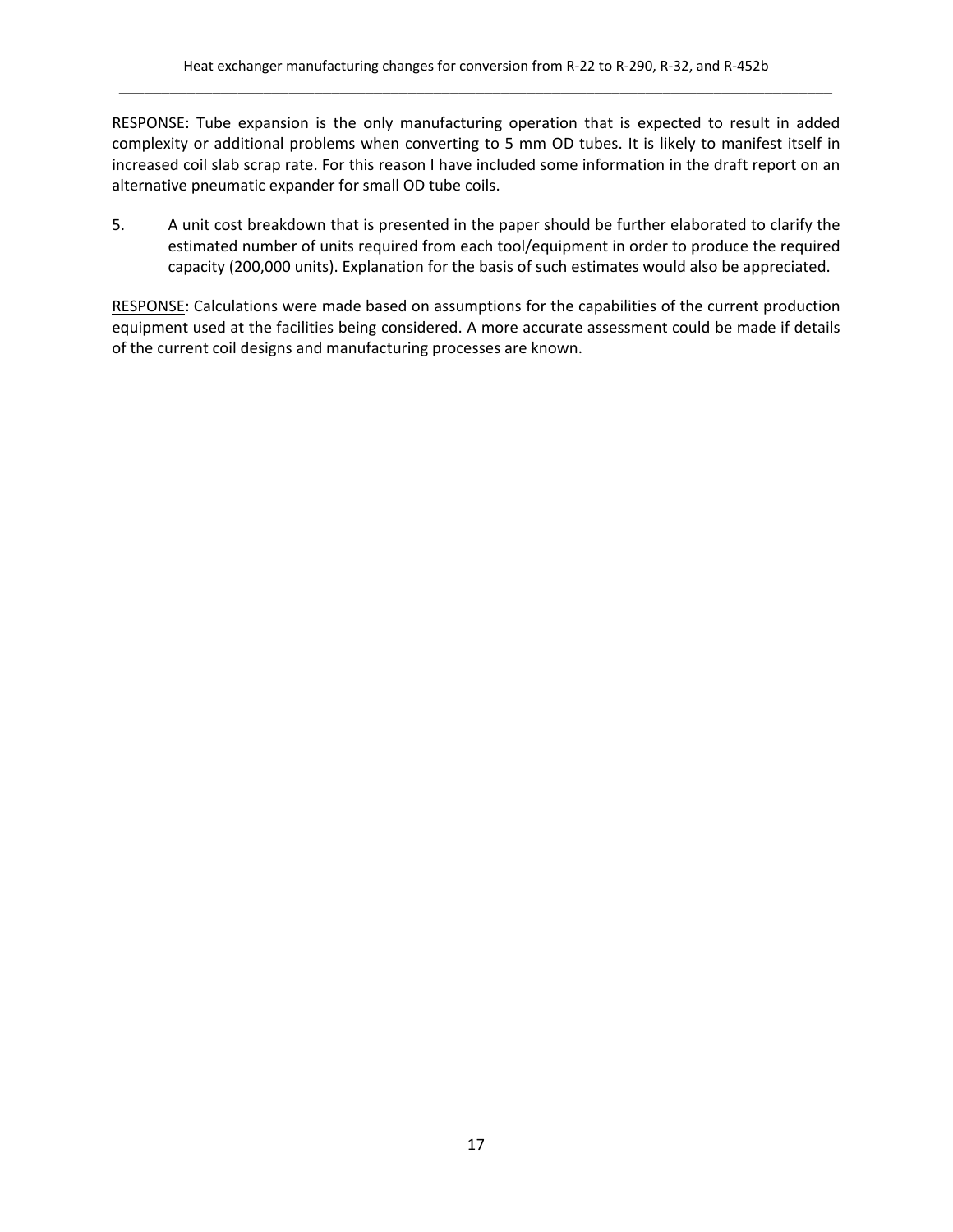<u>RESPONSE</u>: Tube expansion is the only manufacturing operation that is expected to result in added complexity or additional problems when converting to 5 mm OD tubes. It is likely to manifest itself in increased coil slab scrap rate. For this reason I have included some information in the draft report on an alternative pneumatic expander for small OD tube coils.

5. A unit cost breakdown that is presented in the paper should be further elaborated to clarify the estimated number of units required from each tool/equipment in order to produce the required capacity (200,000 units). Explanation for the basis of such estimates would also be appreciated.

<u>RESPONSE</u>: Calculations were made based on assumptions for the capabilities of the current production equipment used at the facilities being considered. A more accurate assessment could be made if details of the current coil designs and manufacturing processes are known.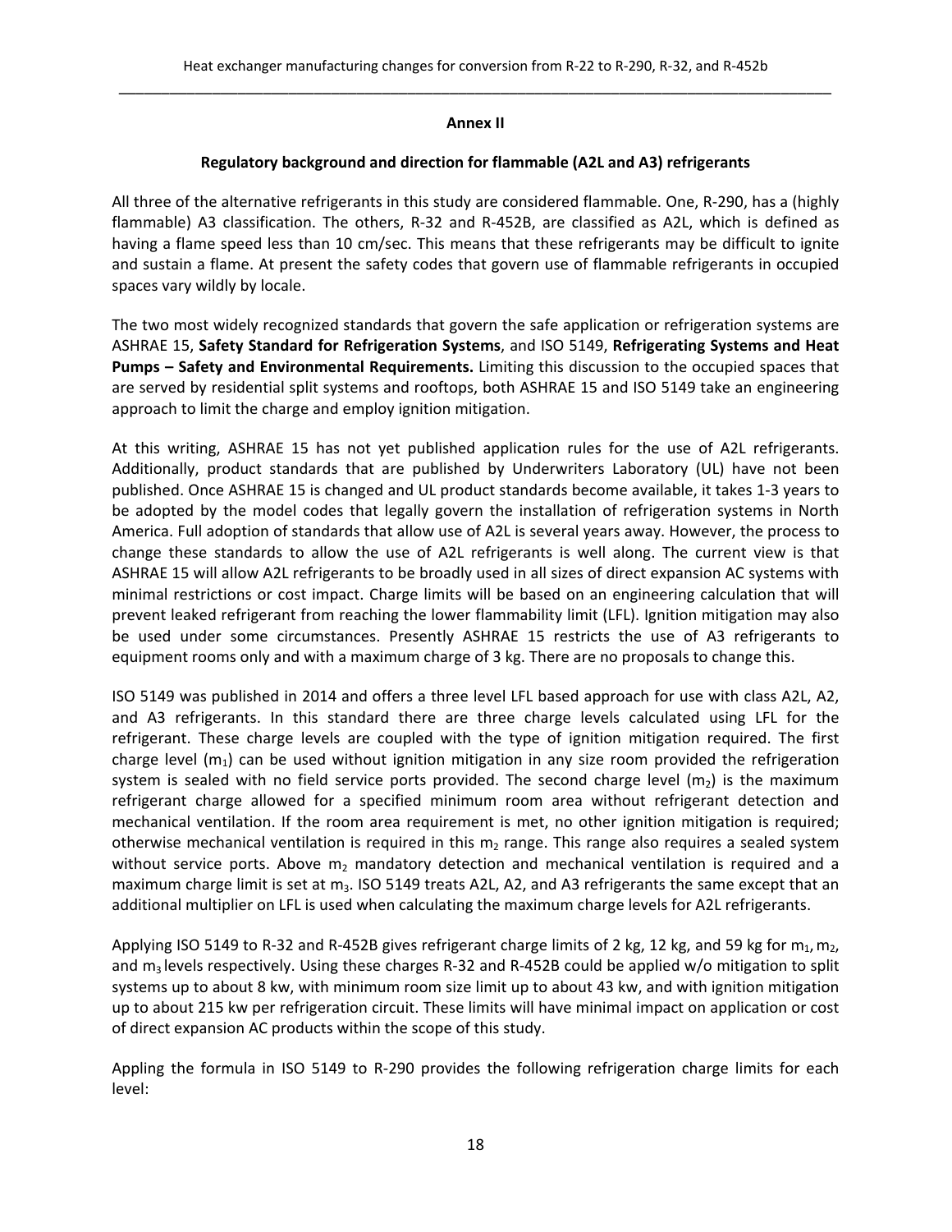## Annex II

### Regulatory background and direction for flammable (A2L and A3) refrigerants

All three of the alternative refrigerants in this study are considered flammable. One, R-290, has a (highly flammable) A3 classification. The others, R-32 and R-452B, are classified as A2L, which is defined as having a flame speed less than 10 cm/sec. This means that these refrigerants may be difficult to ignite and sustain a flame. At present the safety codes that govern use of flammable refrigerants in occupied spaces vary wildly by locale.

The two most widely recognized standards that govern the safe application or refrigeration systems are ASHRAE 15, **Safety Standard for Refrigeration Systems**, and ISO 5149, **Refrigerating Systems and Heat Pumps – Safety and Environmental Requirements.** Limiting this discussion to the occupied spaces that are served by residential split systems and rooftops, both ASHRAE 15 and ISO 5149 take an engineering approach to limit the charge and employ ignition mitigation.

At this writing, ASHRAE 15 has not yet published application rules for the use of A2L refrigerants. Additionally, product standards that are published by Underwriters Laboratory (UL) have not been published. Once ASHRAE 15 is changed and UL product standards become available, it takes 1-3 years to be adopted by the model codes that legally govern the installation of refrigeration systems in North America. Full adoption of standards that allow use of A2L is several years away. However, the process to change these standards to allow the use of A2L refrigerants is well along. The current view is that ASHRAE 15 will allow A2L refrigerants to be broadly used in all sizes of direct expansion AC systems with minimal restrictions or cost impact. Charge limits will be based on an engineering calculation that will prevent leaked refrigerant from reaching the lower flammability limit (LFL). Ignition mitigation may also be used under some circumstances. Presently ASHRAE 15 restricts the use of A3 refrigerants to equipment rooms only and with a maximum charge of 3 kg. There are no proposals to change this.

ISO 5149 was published in 2014 and offers a three level LFL based approach for use with class A2L, A2, and A3 refrigerants. In this standard there are three charge levels calculated using LFL for the refrigerant. These charge levels are coupled with the type of ignition mitigation required. The first charge level ($m_1$) can be used without ignition mitigation in any size room provided the refrigeration system is sealed with no field service ports provided. The second charge level ($m_2$) is the maximum refrigerant charge allowed for a specified minimum room area without refrigerant detection and mechanical ventilation. If the room area requirement is met, no other ignition mitigation is required; otherwise mechanical ventilation is required in this $m_2$ range. This range also requires a sealed system without service ports. Above $m_2$ mandatory detection and mechanical ventilation is required and a maximum charge limit is set at $m_3$. ISO 5149 treats A2L, A2, and A3 refrigerants the same except that an additional multiplier on LFL is used when calculating the maximum charge levels for A2L refrigerants.

Applying ISO 5149 to R-32 and R-452B gives refrigerant charge limits of 2 kg, 12 kg, and 59 kg for $m_1$, $m_2$, and $m_3$ levels respectively. Using these charges R-32 and R-452B could be applied w/o mitigation to split systems up to about 8 kw, with minimum room size limit up to about 43 kw, and with ignition mitigation up to about 215 kw per refrigeration circuit. These limits will have minimal impact on application or cost of direct expansion AC products within the scope of this study.

Appling the formula in ISO 5149 to R-290 provides the following refrigeration charge limits for each level: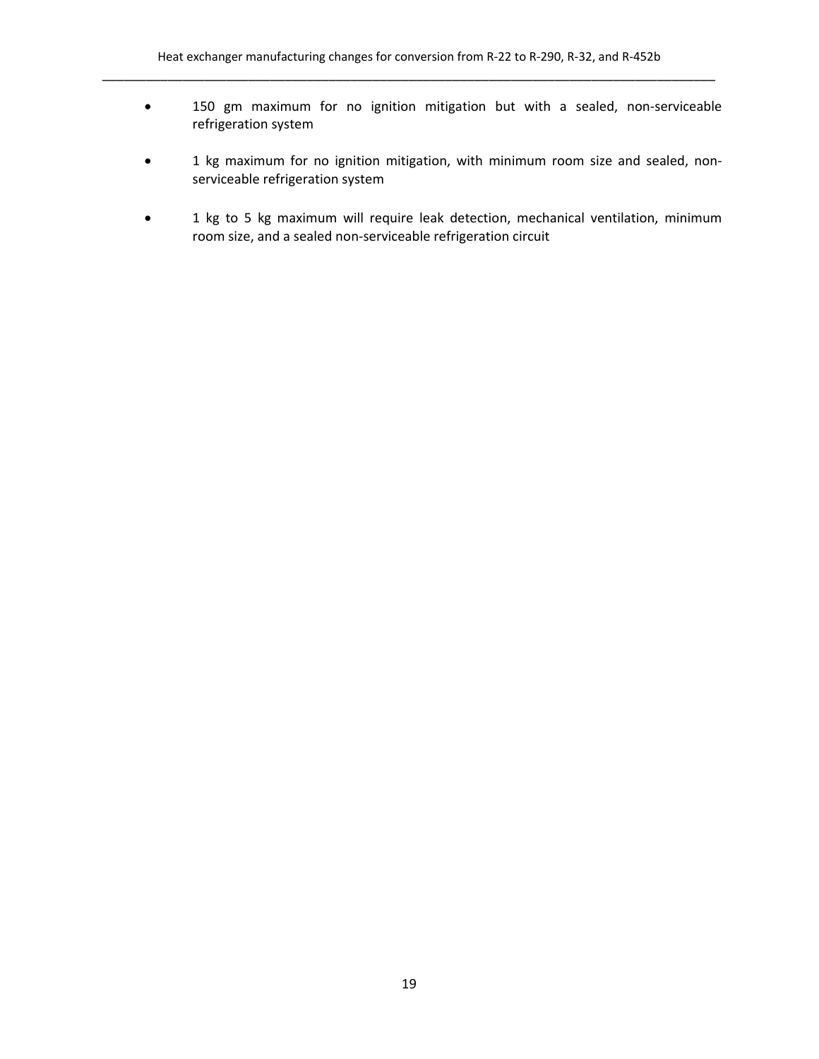- 150 gm maximum for no ignition mitigation but with a sealed, non-serviceable refrigeration system

- 1 kg maximum for no ignition mitigation, with minimum room size and sealed, non-serviceable refrigeration system

- 1 kg to 5 kg maximum will require leak detection, mechanical ventilation, minimum room size, and a sealed non-serviceable refrigeration circuit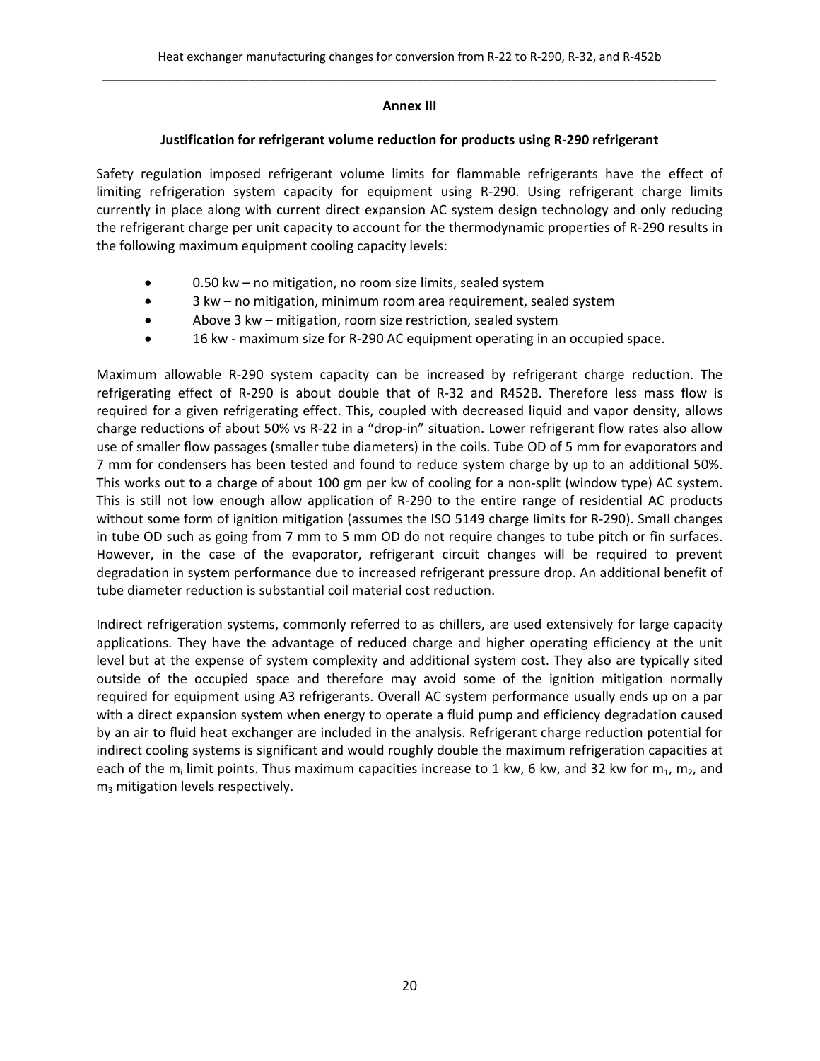## Annex III

### Justification for refrigerant volume reduction for products using R-290 refrigerant

Safety regulation imposed refrigerant volume limits for flammable refrigerants have the effect of limiting refrigeration system capacity for equipment using R-290. Using refrigerant charge limits currently in place along with current direct expansion AC system design technology and only reducing the refrigerant charge per unit capacity to account for the thermodynamic properties of R-290 results in the following maximum equipment cooling capacity levels:

- 0.50 kw – no mitigation, no room size limits, sealed system
- 3 kw – no mitigation, minimum room area requirement, sealed system
- Above 3 kw – mitigation, room size restriction, sealed system
- 16 kw - maximum size for R-290 AC equipment operating in an occupied space.

Maximum allowable R-290 system capacity can be increased by refrigerant charge reduction. The refrigerating effect of R-290 is about double that of R-32 and R452B. Therefore less mass flow is required for a given refrigerating effect. This, coupled with decreased liquid and vapor density, allows charge reductions of about 50% vs R-22 in a "drop-in" situation. Lower refrigerant flow rates also allow use of smaller flow passages (smaller tube diameters) in the coils. Tube OD of 5 mm for evaporators and 7 mm for condensers has been tested and found to reduce system charge by up to an additional 50%. This works out to a charge of about 100 gm per kw of cooling for a non-split (window type) AC system. This is still not low enough allow application of R-290 to the entire range of residential AC products without some form of ignition mitigation (assumes the ISO 5149 charge limits for R-290). Small changes in tube OD such as going from 7 mm to 5 mm OD do not require changes to tube pitch or fin surfaces. However, in the case of the evaporator, refrigerant circuit changes will be required to prevent degradation in system performance due to increased refrigerant pressure drop. An additional benefit of tube diameter reduction is substantial coil material cost reduction.

Indirect refrigeration systems, commonly referred to as chillers, are used extensively for large capacity applications. They have the advantage of reduced charge and higher operating efficiency at the unit level but at the expense of system complexity and additional system cost. They also are typically sited outside of the occupied space and therefore may avoid some of the ignition mitigation normally required for equipment using A3 refrigerants. Overall AC system performance usually ends up on a par with a direct expansion system when energy to operate a fluid pump and efficiency degradation caused by an air to fluid heat exchanger are included in the analysis. Refrigerant charge reduction potential for indirect cooling systems is significant and would roughly double the maximum refrigeration capacities at each of the $m_i$ limit points. Thus maximum capacities increase to 1 kw, 6 kw, and 32 kw for $m_1$, $m_2$, and $m_3$ mitigation levels respectively.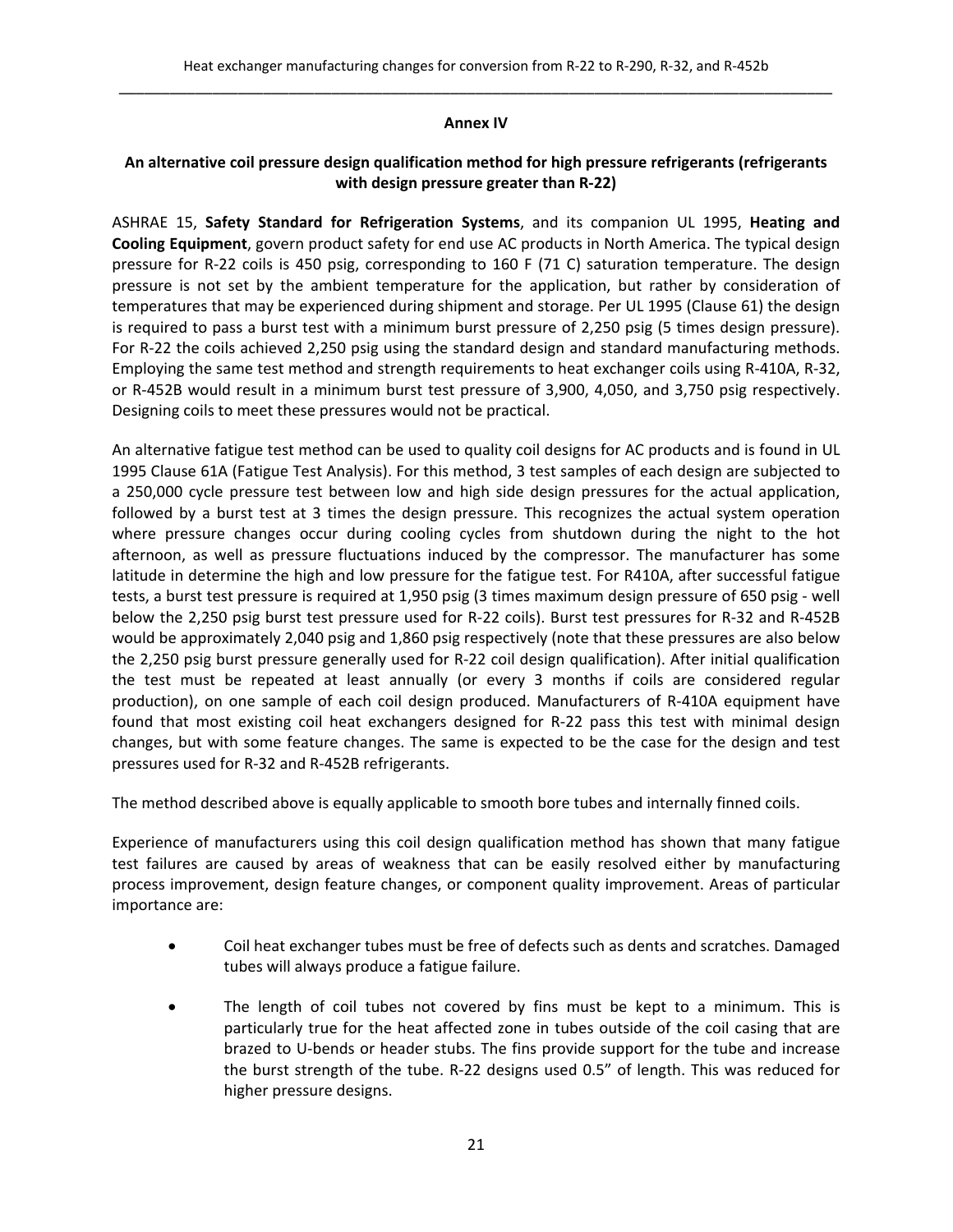## Annex IV

### An alternative coil pressure design qualification method for high pressure refrigerants (refrigerants with design pressure greater than R-22)

ASHRAE 15, **Safety Standard for Refrigeration Systems**, and its companion UL 1995, **Heating and Cooling Equipment**, govern product safety for end use AC products in North America. The typical design pressure for R-22 coils is 450 psig, corresponding to 160 F (71 C) saturation temperature. The design pressure is not set by the ambient temperature for the application, but rather by consideration of temperatures that may be experienced during shipment and storage. Per UL 1995 (Clause 61) the design is required to pass a burst test with a minimum burst pressure of 2,250 psig (5 times design pressure). For R-22 the coils achieved 2,250 psig using the standard design and standard manufacturing methods. Employing the same test method and strength requirements to heat exchanger coils using R-410A, R-32, or R-452B would result in a minimum burst test pressure of 3,900, 4,050, and 3,750 psig respectively. Designing coils to meet these pressures would not be practical.

An alternative fatigue test method can be used to quality coil designs for AC products and is found in UL 1995 Clause 61A (Fatigue Test Analysis). For this method, 3 test samples of each design are subjected to a 250,000 cycle pressure test between low and high side design pressures for the actual application, followed by a burst test at 3 times the design pressure. This recognizes the actual system operation where pressure changes occur during cooling cycles from shutdown during the night to the hot afternoon, as well as pressure fluctuations induced by the compressor. The manufacturer has some latitude in determine the high and low pressure for the fatigue test. For R410A, after successful fatigue tests, a burst test pressure is required at 1,950 psig (3 times maximum design pressure of 650 psig - well below the 2,250 psig burst test pressure used for R-22 coils). Burst test pressures for R-32 and R-452B would be approximately 2,040 psig and 1,860 psig respectively (note that these pressures are also below the 2,250 psig burst pressure generally used for R-22 coil design qualification). After initial qualification the test must be repeated at least annually (or every 3 months if coils are considered regular production), on one sample of each coil design produced. Manufacturers of R-410A equipment have found that most existing coil heat exchangers designed for R-22 pass this test with minimal design changes, but with some feature changes. The same is expected to be the case for the design and test pressures used for R-32 and R-452B refrigerants.

The method described above is equally applicable to smooth bore tubes and internally finned coils.

Experience of manufacturers using this coil design qualification method has shown that many fatigue test failures are caused by areas of weakness that can be easily resolved either by manufacturing process improvement, design feature changes, or component quality improvement. Areas of particular importance are:

- Coil heat exchanger tubes must be free of defects such as dents and scratches. Damaged tubes will always produce a fatigue failure.
- The length of coil tubes not covered by fins must be kept to a minimum. This is particularly true for the heat affected zone in tubes outside of the coil casing that are brazed to U-bends or header stubs. The fins provide support for the tube and increase the burst strength of the tube. R-22 designs used 0.5" of length. This was reduced for higher pressure designs.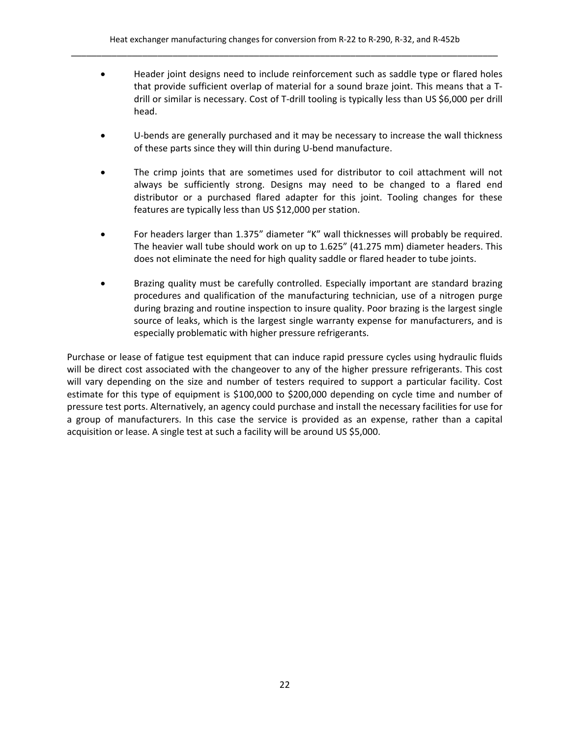- Header joint designs need to include reinforcement such as saddle type or flared holes that provide sufficient overlap of material for a sound braze joint. This means that a T-drill or similar is necessary. Cost of T-drill tooling is typically less than US $6,000 per drill head.

- U-bends are generally purchased and it may be necessary to increase the wall thickness of these parts since they will thin during U-bend manufacture.

- The crimp joints that are sometimes used for distributor to coil attachment will not always be sufficiently strong. Designs may need to be changed to a flared end distributor or a purchased flared adapter for this joint. Tooling changes for these features are typically less than US $12,000 per station.

- For headers larger than 1.375" diameter "K" wall thicknesses will probably be required. The heavier wall tube should work on up to 1.625" (41.275 mm) diameter headers. This does not eliminate the need for high quality saddle or flared header to tube joints.

- Brazing quality must be carefully controlled. Especially important are standard brazing procedures and qualification of the manufacturing technician, use of a nitrogen purge during brazing and routine inspection to insure quality. Poor brazing is the largest single source of leaks, which is the largest single warranty expense for manufacturers, and is especially problematic with higher pressure refrigerants.

Purchase or lease of fatigue test equipment that can induce rapid pressure cycles using hydraulic fluids will be direct cost associated with the changeover to any of the higher pressure refrigerants. This cost will vary depending on the size and number of testers required to support a particular facility. Cost estimate for this type of equipment is $100,000 to $200,000 depending on cycle time and number of pressure test ports. Alternatively, an agency could purchase and install the necessary facilities for use for a group of manufacturers. In this case the service is provided as an expense, rather than a capital acquisition or lease. A single test at such a facility will be around US $5,000.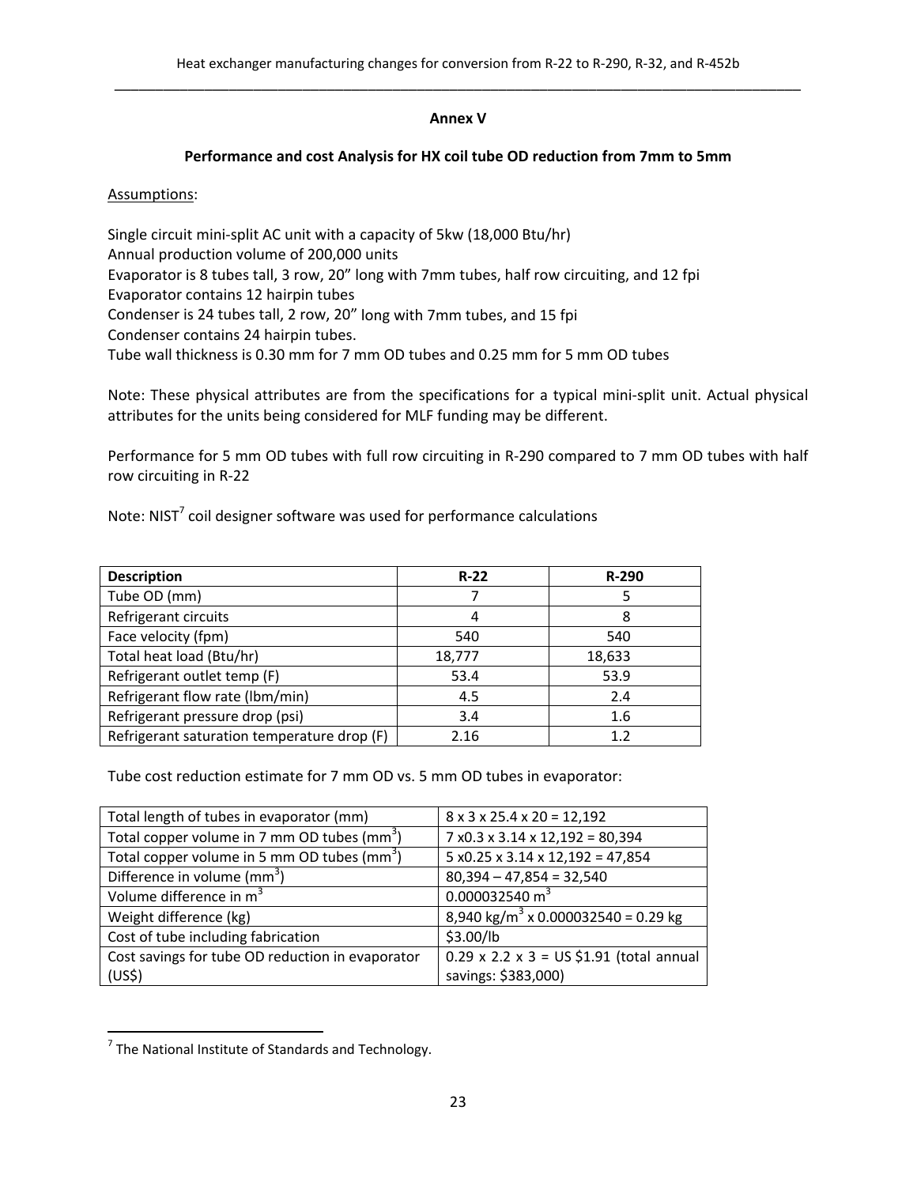## Annex V

### Performance and cost Analysis for HX coil tube OD reduction from 7mm to 5mm

Assumptions:

Single circuit mini-split AC unit with a capacity of 5kw (18,000 Btu/hr)
Annual production volume of 200,000 units
Evaporator is 8 tubes tall, 3 row, 20" long with 7mm tubes, half row circuiting, and 12 fpi
Evaporator contains 12 hairpin tubes
Condenser is 24 tubes tall, 2 row, 20" long with 7mm tubes, and 15 fpi
Condenser contains 24 hairpin tubes.
Tube wall thickness is 0.30 mm for 7 mm OD tubes and 0.25 mm for 5 mm OD tubes

Note: These physical attributes are from the specifications for a typical mini-split unit. Actual physical attributes for the units being considered for MLF funding may be different.

Performance for 5 mm OD tubes with full row circuiting in R-290 compared to 7 mm OD tubes with half row circuiting in R-22

Note: NIST[7] coil designer software was used for performance calculations

| Description | R-22 | R-290 |
|---|---|---|
| Tube OD (mm) | 7 | 5 |
| Refrigerant circuits | 4 | 8 |
| Face velocity (fpm) | 540 | 540 |
| Total heat load (Btu/hr) | 18,777 | 18,633 |
| Refrigerant outlet temp (F) | 53.4 | 53.9 |
| Refrigerant flow rate (lbm/min) | 4.5 | 2.4 |
| Refrigerant pressure drop (psi) | 3.4 | 1.6 |
| Refrigerant saturation temperature drop (F) | 2.16 | 1.2 |

Tube cost reduction estimate for 7 mm OD vs. 5 mm OD tubes in evaporator:

| | |
|---|---|
| Total length of tubes in evaporator (mm) | 8 x 3 x 25.4 x 20 = 12,192 |
| Total copper volume in 7 mm OD tubes ($mm^3$) | 7 x0.3 x 3.14 x 12,192 = 80,394 |
| Total copper volume in 5 mm OD tubes ($mm^3$) | 5 x0.25 x 3.14 x 12,192 = 47,854 |
| Difference in volume ($mm^3$) | 80,394 – 47,854 = 32,540 |
| Volume difference in $m^3$ | 0.000032540 $m^3$ |
| Weight difference (kg) | 8,940 $kg/m^3$ x 0.000032540 = 0.29 kg |
| Cost of tube including fabrication | $3.00/lb |
| Cost savings for tube OD reduction in evaporator (US$) | 0.29 x 2.2 x 3 = US $1.91 (total annual savings: $383,000) |

[7] The National Institute of Standards and Technology.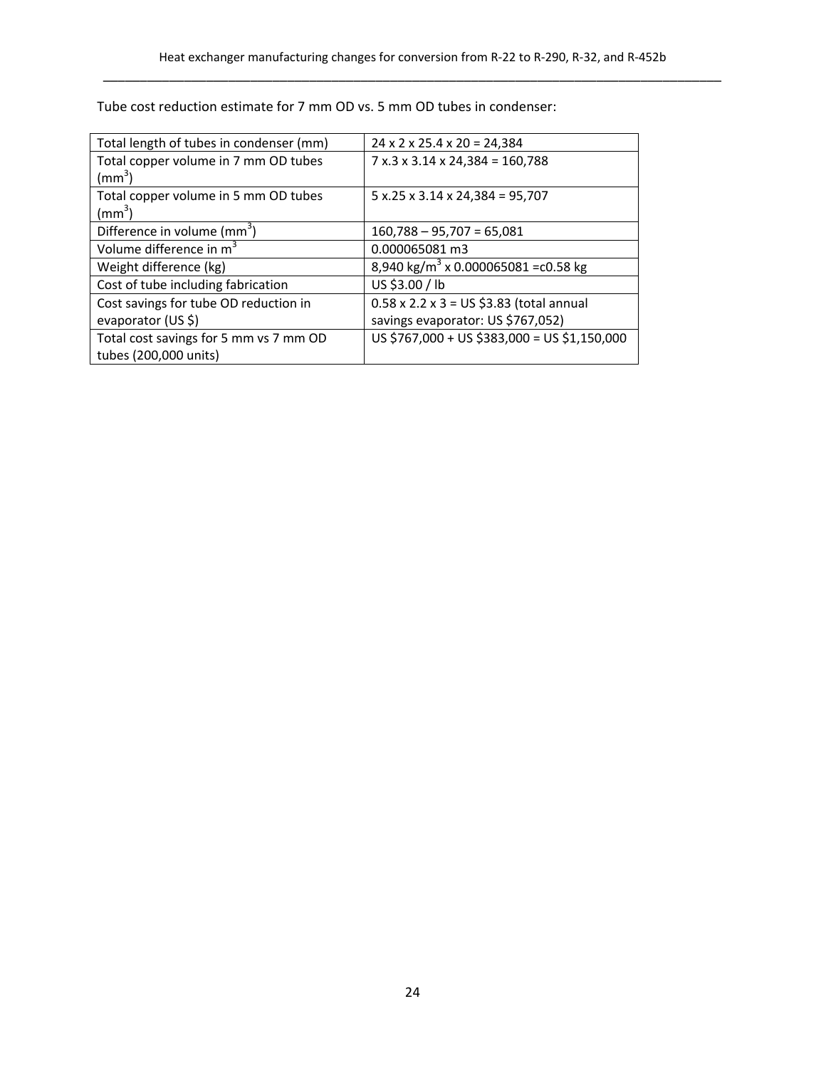Tube cost reduction estimate for 7 mm OD vs. 5 mm OD tubes in condenser:

| | |
|---|---|
| Total length of tubes in condenser (mm) | 24 x 2 x 25.4 x 20 = 24,384 |
| Total copper volume in 7 mm OD tubes ($mm^3$) | 7 x.3 x 3.14 x 24,384 = 160,788 |
| Total copper volume in 5 mm OD tubes ($mm^3$) | 5 x.25 x 3.14 x 24,384 = 95,707 |
| Difference in volume ($mm^3$) | 160,788 – 95,707 = 65,081 |
| Volume difference in $m^3$ | 0.000065081 m3 |
| Weight difference (kg) | 8,940 kg/$m^3$ x 0.000065081 =c0.58 kg |
| Cost of tube including fabrication | US $3.00 / lb |
| Cost savings for tube OD reduction in evaporator (US $) | 0.58 x 2.2 x 3 = US $3.83 (total annual savings evaporator: US $767,052) |
| Total cost savings for 5 mm vs 7 mm OD tubes (200,000 units) | US $767,000 + US $383,000 = US $1,150,000 |